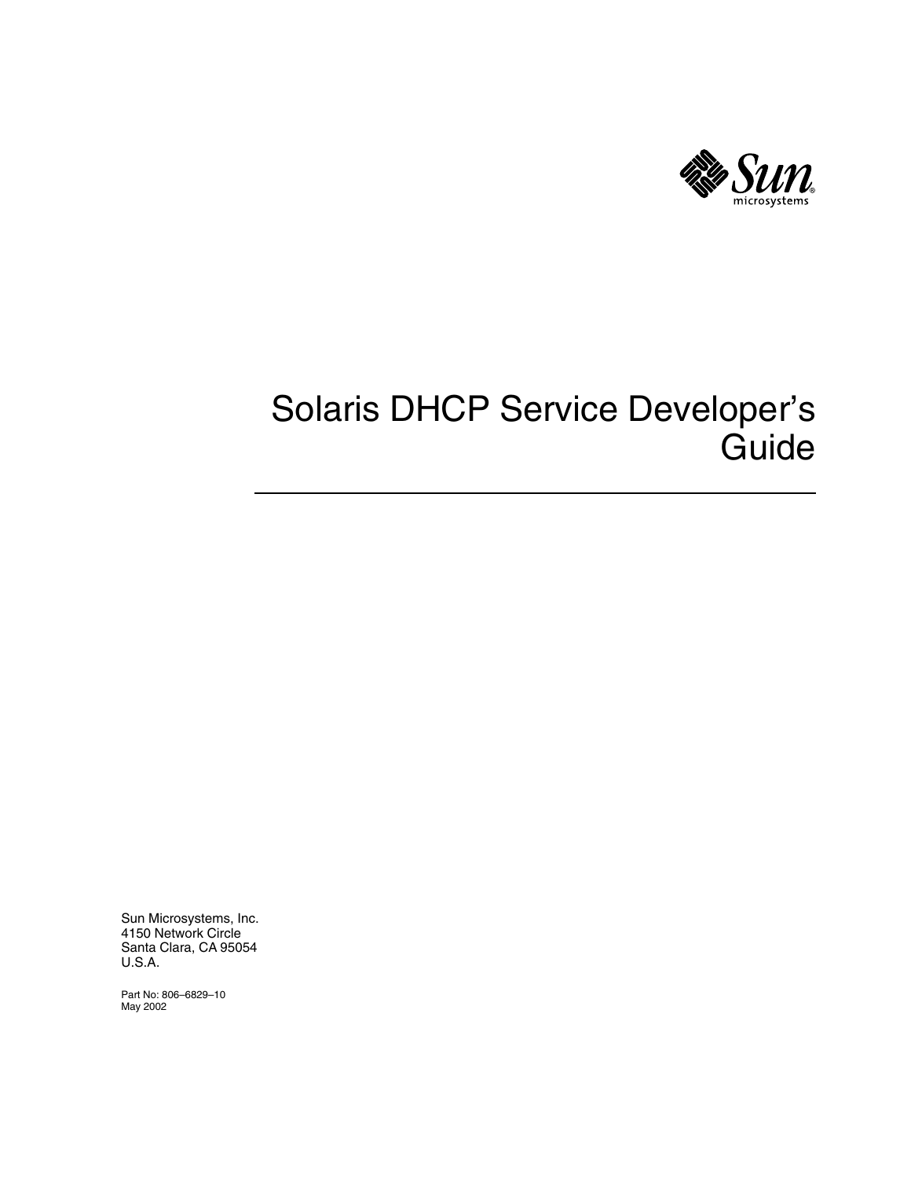# Solaris DHCP Service Developer's Guide

Sun Microsystems, Inc.
4150 Network Circle
Santa Clara, CA 95054
U.S.A.

Part No: 806–6829–10
May 2002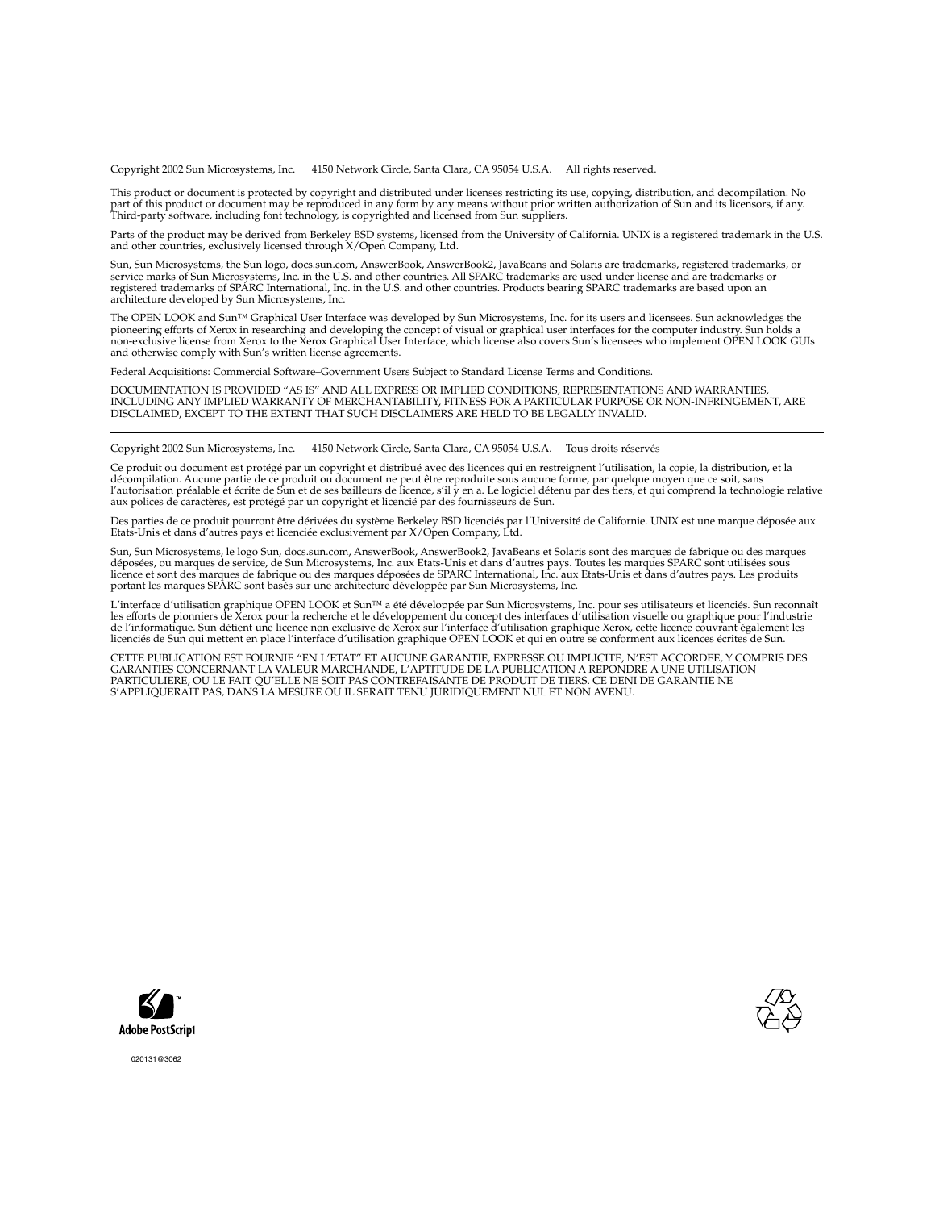Copyright 2002 Sun Microsystems, Inc.  4150 Network Circle, Santa Clara, CA 95054 U.S.A.  All rights reserved.

This product or document is protected by copyright and distributed under licenses restricting its use, copying, distribution, and decompilation. No part of this product or document may be reproduced in any form by any means without prior written authorization of Sun and its licensors, if any. Third-party software, including font technology, is copyrighted and licensed from Sun suppliers.

Parts of the product may be derived from Berkeley BSD systems, licensed from the University of California. UNIX is a registered trademark in the U.S. and other countries, exclusively licensed through X/Open Company, Ltd.

Sun, Sun Microsystems, the Sun logo, docs.sun.com, AnswerBook, AnswerBook2, JavaBeans and Solaris are trademarks, registered trademarks, or service marks of Sun Microsystems, Inc. in the U.S. and other countries. All SPARC trademarks are used under license and are trademarks or registered trademarks of SPARC International, Inc. in the U.S. and other countries. Products bearing SPARC trademarks are based upon an architecture developed by Sun Microsystems, Inc.

The OPEN LOOK and Sun™ Graphical User Interface was developed by Sun Microsystems, Inc. for its users and licensees. Sun acknowledges the pioneering efforts of Xerox in researching and developing the concept of visual or graphical user interfaces for the computer industry. Sun holds a non-exclusive license from Xerox to the Xerox Graphical User Interface, which license also covers Sun's licensees who implement OPEN LOOK GUIs and otherwise comply with Sun's written license agreements.

Federal Acquisitions: Commercial Software–Government Users Subject to Standard License Terms and Conditions.

DOCUMENTATION IS PROVIDED "AS IS" AND ALL EXPRESS OR IMPLIED CONDITIONS, REPRESENTATIONS AND WARRANTIES, INCLUDING ANY IMPLIED WARRANTY OF MERCHANTABILITY, FITNESS FOR A PARTICULAR PURPOSE OR NON-INFRINGEMENT, ARE DISCLAIMED, EXCEPT TO THE EXTENT THAT SUCH DISCLAIMERS ARE HELD TO BE LEGALLY INVALID.

---

Copyright 2002 Sun Microsystems, Inc.  4150 Network Circle, Santa Clara, CA 95054 U.S.A.  Tous droits réservés

Ce produit ou document est protégé par un copyright et distribué avec des licences qui en restreignent l'utilisation, la copie, la distribution, et la décompilation. Aucune partie de ce produit ou document ne peut être reproduite sous aucune forme, par quelque moyen que ce soit, sans l'autorisation préalable et écrite de Sun et de ses bailleurs de licence, s'il y en a. Le logiciel détenu par des tiers, et qui comprend la technologie relative aux polices de caractères, est protégé par un copyright et licencié par des fournisseurs de Sun.

Des parties de ce produit pourront être dérivées du système Berkeley BSD licenciés par l'Université de Californie. UNIX est une marque déposée aux Etats-Unis et dans d'autres pays et licenciée exclusivement par X/Open Company, Ltd.

Sun, Sun Microsystems, le logo Sun, docs.sun.com, AnswerBook, AnswerBook2, JavaBeans et Solaris sont des marques de fabrique ou des marques déposées, ou marques de service, de Sun Microsystems, Inc. aux Etats-Unis et dans d'autres pays. Toutes les marques SPARC sont utilisées sous licence et sont des marques de fabrique ou des marques déposées de SPARC International, Inc. aux Etats-Unis et dans d'autres pays. Les produits portant les marques SPARC sont basés sur une architecture développée par Sun Microsystems, Inc.

L'interface d'utilisation graphique OPEN LOOK et Sun™ a été développée par Sun Microsystems, Inc. pour ses utilisateurs et licenciés. Sun reconnaît les efforts de pionniers de Xerox pour la recherche et le développement du concept des interfaces d'utilisation visuelle ou graphique pour l'industrie de l'informatique. Sun détient une licence non exclusive de Xerox sur l'interface d'utilisation graphique Xerox, cette licence couvrant également les licenciés de Sun qui mettent en place l'interface d'utilisation graphique OPEN LOOK et qui en outre se conforment aux licences écrites de Sun.

CETTE PUBLICATION EST FOURNIE "EN L'ETAT" ET AUCUNE GARANTIE, EXPRESSE OU IMPLICITE, N'EST ACCORDEE, Y COMPRIS DES GARANTIES CONCERNANT LA VALEUR MARCHANDE, L'APTITUDE DE LA PUBLICATION A REPONDRE A UNE UTILISATION PARTICULIERE, OU LE FAIT QU'ELLE NE SOIT PAS CONTREFAISANTE DE PRODUIT DE TIERS. CE DENI DE GARANTIE NE S'APPLIQUERAIT PAS, DANS LA MESURE OU IL SERAIT TENU JURIDIQUEMENT NUL ET NON AVENU.

Adobe PostScript

020131@3062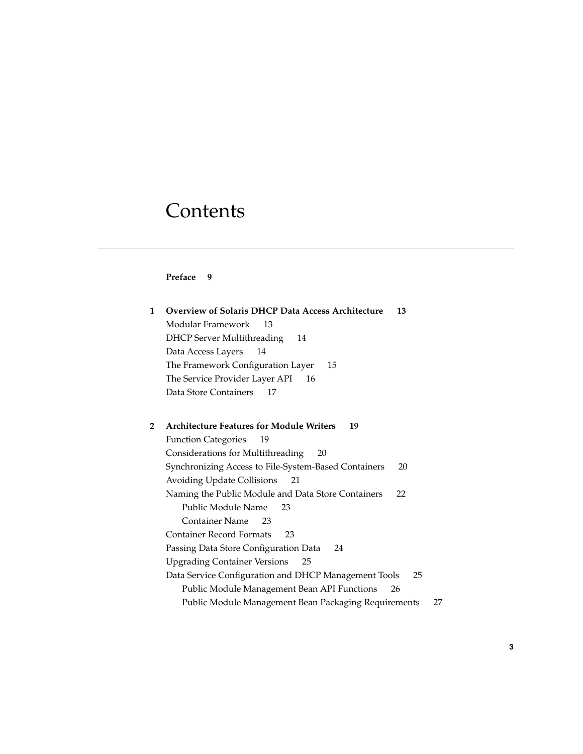# Contents

**Preface 9**

**1 Overview of Solaris DHCP Data Access Architecture 13**

Modular Framework 13

DHCP Server Multithreading 14

Data Access Layers 14

The Framework Configuration Layer 15

The Service Provider Layer API 16

Data Store Containers 17

**2 Architecture Features for Module Writers 19**

Function Categories 19

Considerations for Multithreading 20

Synchronizing Access to File-System-Based Containers 20

Avoiding Update Collisions 21

Naming the Public Module and Data Store Containers 22

- Public Module Name 23
- Container Name 23

Container Record Formats 23

Passing Data Store Configuration Data 24

Upgrading Container Versions 25

Data Service Configuration and DHCP Management Tools 25

- Public Module Management Bean API Functions 26
- Public Module Management Bean Packaging Requirements 27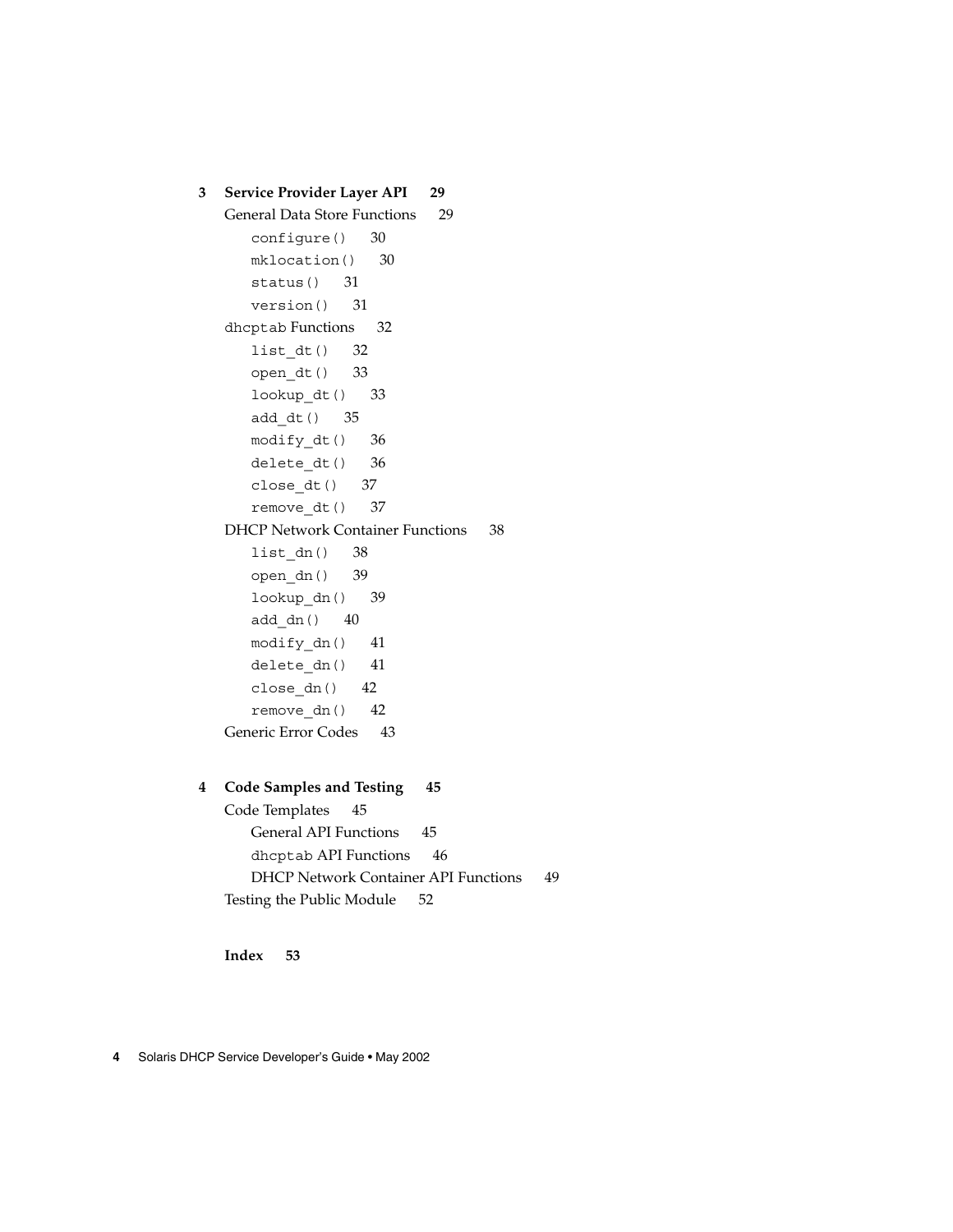**3 Service Provider Layer API 29**

General Data Store Functions 29

- `configure()` 30
- `mklocation()` 30
- `status()` 31
- `version()` 31

`dhcptab` Functions 32

- `list_dt()` 32
- `open_dt()` 33
- `lookup_dt()` 33
- `add_dt()` 35
- `modify_dt()` 36
- `delete_dt()` 36
- `close_dt()` 37
- `remove_dt()` 37

DHCP Network Container Functions 38

- `list_dn()` 38
- `open_dn()` 39
- `lookup_dn()` 39
- `add_dn()` 40
- `modify_dn()` 41
- `delete_dn()` 41
- `close_dn()` 42
- `remove_dn()` 42

Generic Error Codes 43

**4 Code Samples and Testing 45**

Code Templates 45

- General API Functions 45
- `dhcptab` API Functions 46
- DHCP Network Container API Functions 49

Testing the Public Module 52

**Index 53**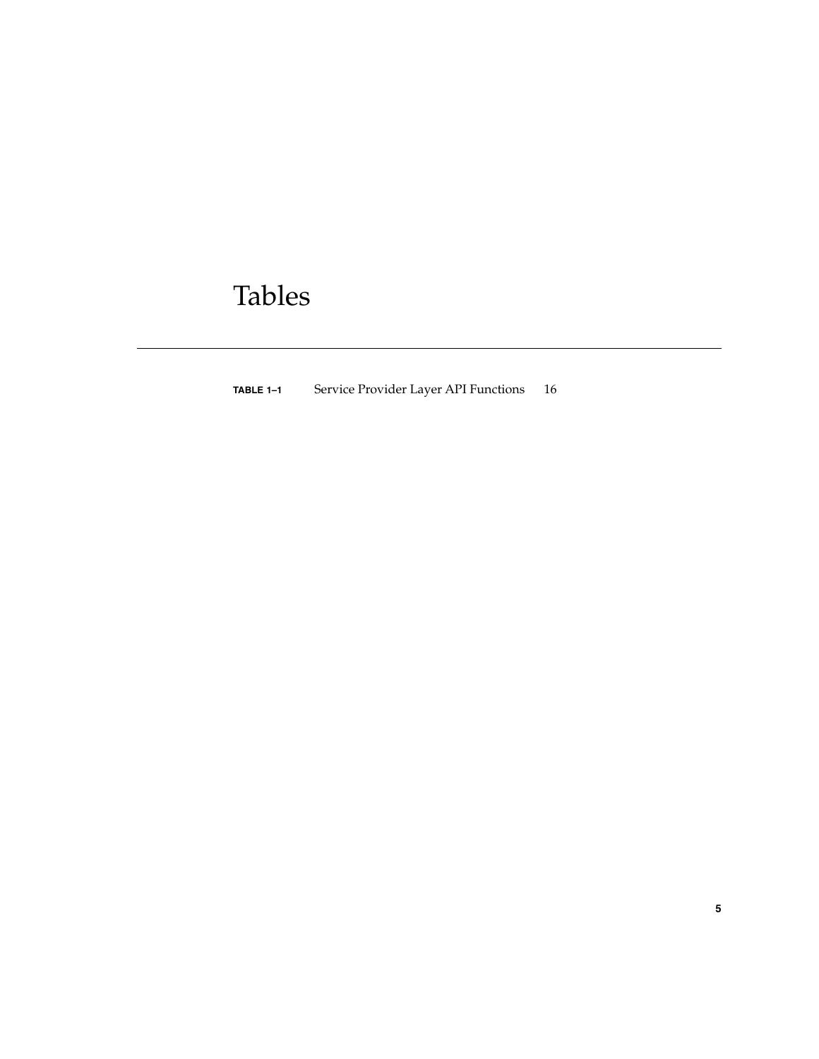# Tables

**TABLE 1–1** Service Provider Layer API Functions 16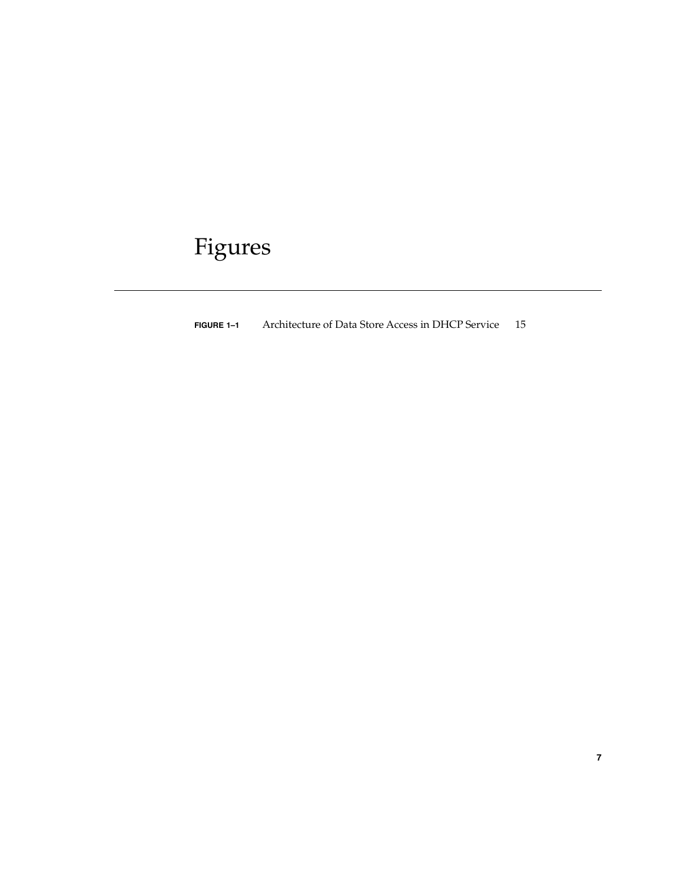# Figures

**FIGURE 1–1** Architecture of Data Store Access in DHCP Service 15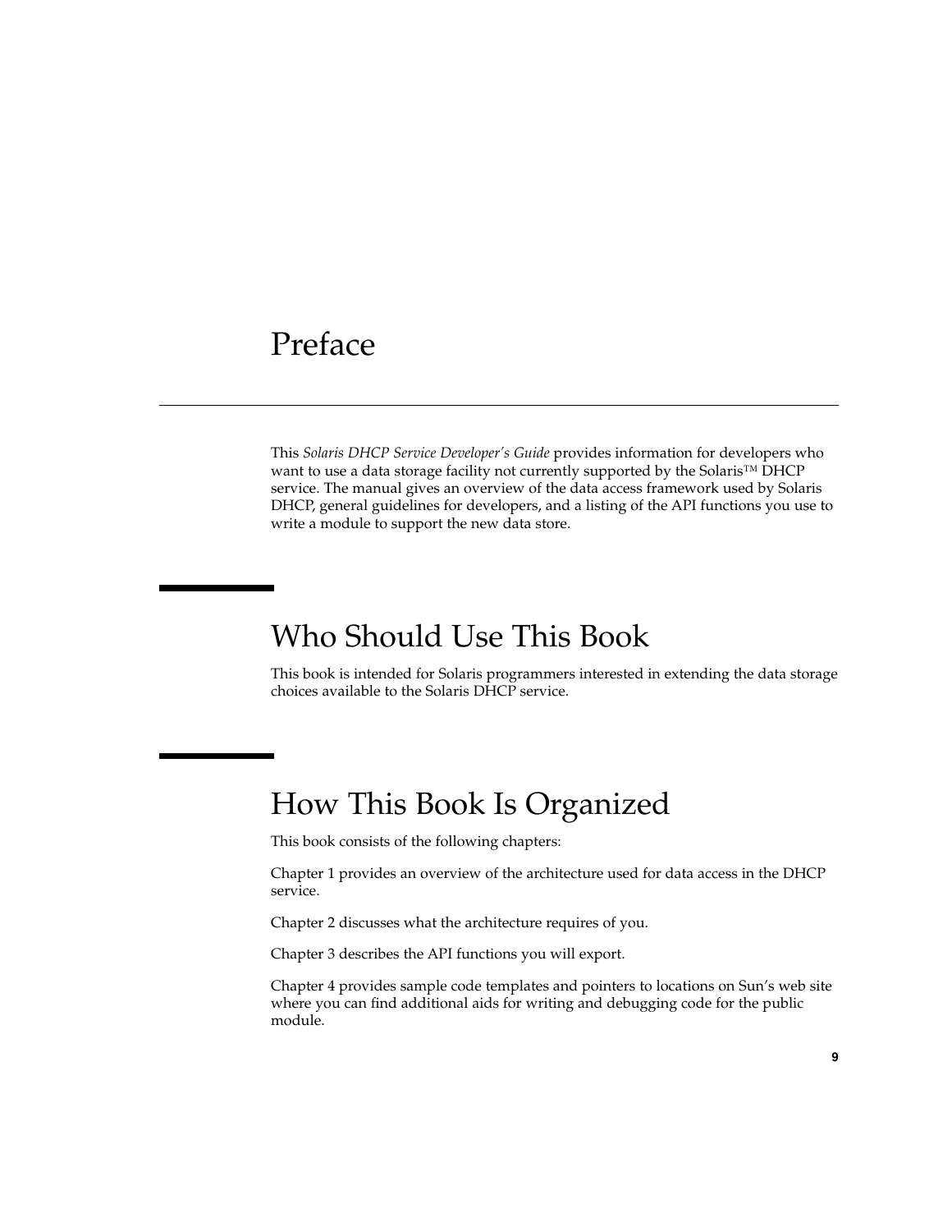# Preface

This *Solaris DHCP Service Developer's Guide* provides information for developers who want to use a data storage facility not currently supported by the Solaris™ DHCP service. The manual gives an overview of the data access framework used by Solaris DHCP, general guidelines for developers, and a listing of the API functions you use to write a module to support the new data store.

## Who Should Use This Book

This book is intended for Solaris programmers interested in extending the data storage choices available to the Solaris DHCP service.

## How This Book Is Organized

This book consists of the following chapters:

Chapter 1 provides an overview of the architecture used for data access in the DHCP service.

Chapter 2 discusses what the architecture requires of you.

Chapter 3 describes the API functions you will export.

Chapter 4 provides sample code templates and pointers to locations on Sun's web site where you can find additional aids for writing and debugging code for the public module.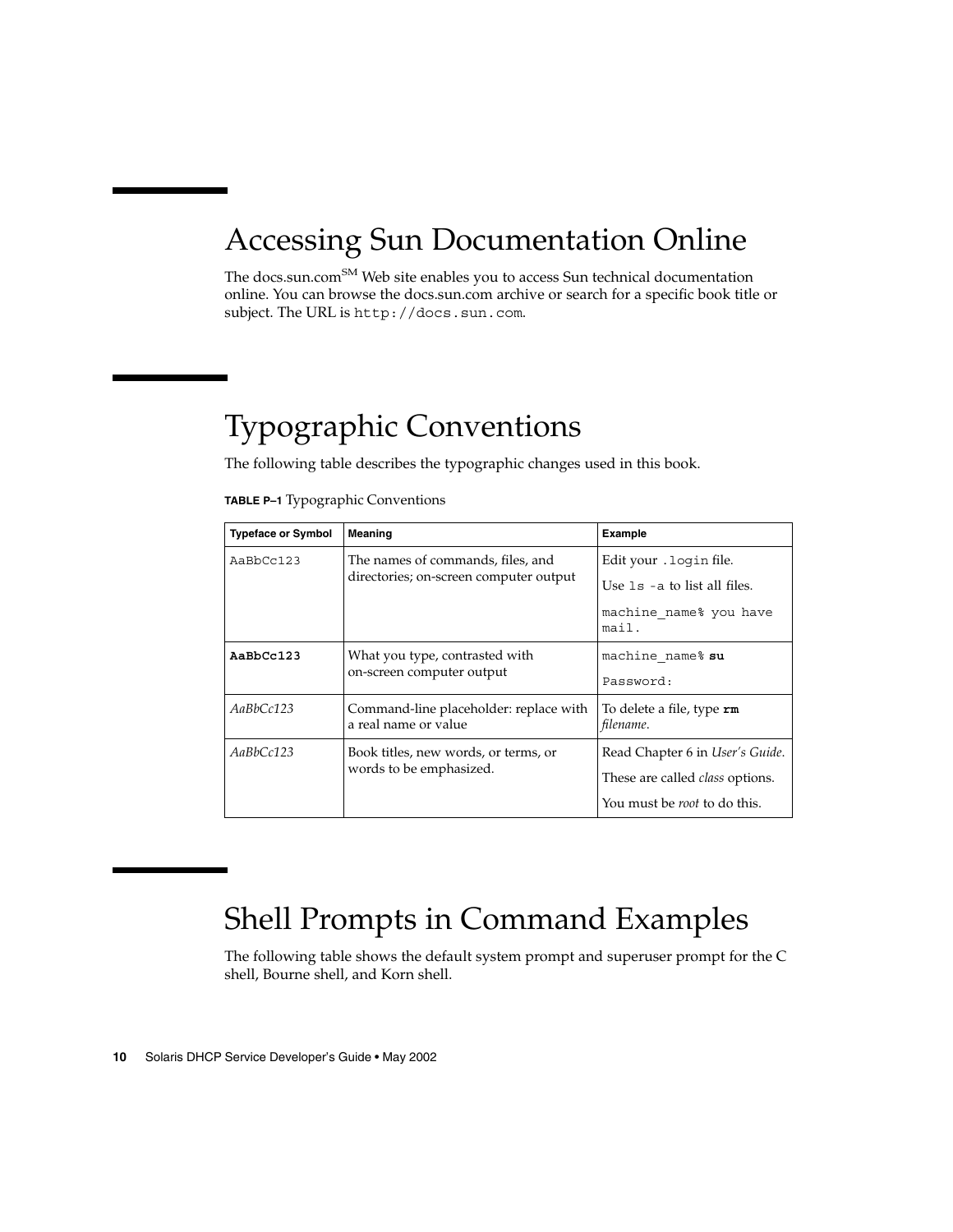## Accessing Sun Documentation Online

The docs.sun.com[SM] Web site enables you to access Sun technical documentation online. You can browse the docs.sun.com archive or search for a specific book title or subject. The URL is `http://docs.sun.com`.

## Typographic Conventions

The following table describes the typographic changes used in this book.

**TABLE P–1** Typographic Conventions

| Typeface or Symbol | Meaning | Example |
| --- | --- | --- |
| `AaBbCc123` | The names of commands, files, and directories; on-screen computer output | Edit your `.login` file.<br>Use `ls -a` to list all files.<br>`machine_name% you have mail.` |
| **`AaBbCc123`** | What you type, contrasted with on-screen computer output | `machine_name%` **`su`**<br>`Password:` |
| *AaBbCc123* | Command-line placeholder: replace with a real name or value | To delete a file, type **`rm`** *filename*. |
| *AaBbCc123* | Book titles, new words, or terms, or words to be emphasized. | Read Chapter 6 in *User's Guide*.<br>These are called *class* options.<br>You must be *root* to do this. |

## Shell Prompts in Command Examples

The following table shows the default system prompt and superuser prompt for the C shell, Bourne shell, and Korn shell.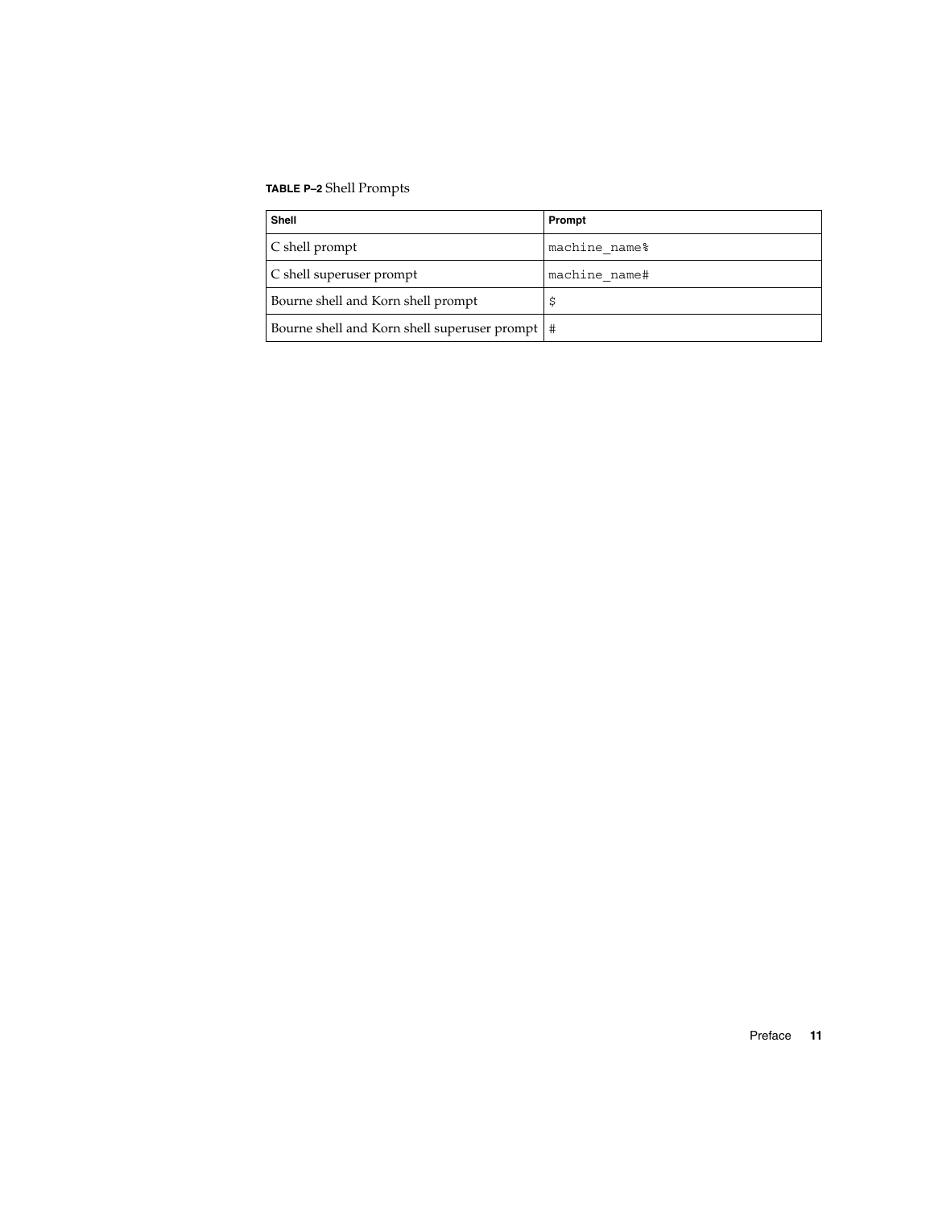**TABLE P–2** Shell Prompts

| Shell | Prompt |
| --- | --- |
| C shell prompt | machine_name% |
| C shell superuser prompt | machine_name# |
| Bourne shell and Korn shell prompt | $ |
| Bourne shell and Korn shell superuser prompt | # |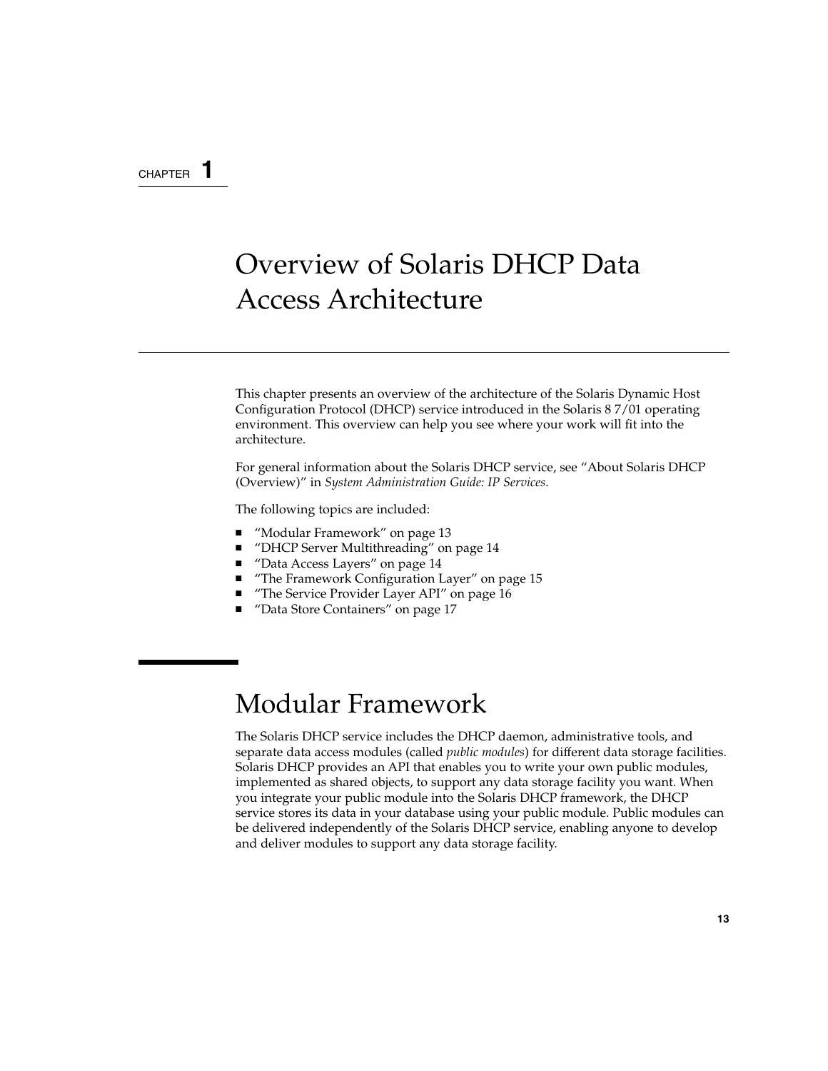CHAPTER 1

# Overview of Solaris DHCP Data Access Architecture

This chapter presents an overview of the architecture of the Solaris Dynamic Host Configuration Protocol (DHCP) service introduced in the Solaris 8 7/01 operating environment. This overview can help you see where your work will fit into the architecture.

For general information about the Solaris DHCP service, see "About Solaris DHCP (Overview)" in *System Administration Guide: IP Services*.

The following topics are included:

- "Modular Framework" on page 13
- "DHCP Server Multithreading" on page 14
- "Data Access Layers" on page 14
- "The Framework Configuration Layer" on page 15
- "The Service Provider Layer API" on page 16
- "Data Store Containers" on page 17

## Modular Framework

The Solaris DHCP service includes the DHCP daemon, administrative tools, and separate data access modules (called *public modules*) for different data storage facilities. Solaris DHCP provides an API that enables you to write your own public modules, implemented as shared objects, to support any data storage facility you want. When you integrate your public module into the Solaris DHCP framework, the DHCP service stores its data in your database using your public module. Public modules can be delivered independently of the Solaris DHCP service, enabling anyone to develop and deliver modules to support any data storage facility.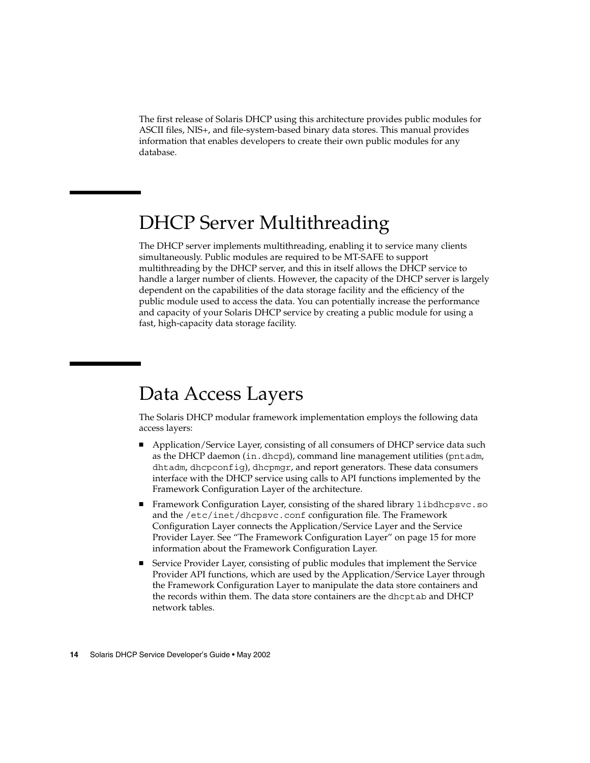The first release of Solaris DHCP using this architecture provides public modules for ASCII files, NIS+, and file-system-based binary data stores. This manual provides information that enables developers to create their own public modules for any database.

## DHCP Server Multithreading

The DHCP server implements multithreading, enabling it to service many clients simultaneously. Public modules are required to be MT-SAFE to support multithreading by the DHCP server, and this in itself allows the DHCP service to handle a larger number of clients. However, the capacity of the DHCP server is largely dependent on the capabilities of the data storage facility and the efficiency of the public module used to access the data. You can potentially increase the performance and capacity of your Solaris DHCP service by creating a public module for using a fast, high-capacity data storage facility.

## Data Access Layers

The Solaris DHCP modular framework implementation employs the following data access layers:

- Application/Service Layer, consisting of all consumers of DHCP service data such as the DHCP daemon (`in.dhcpd`), command line management utilities (`pntadm`, `dhtadm`, `dhcpconfig`), `dhcpmgr`, and report generators. These data consumers interface with the DHCP service using calls to API functions implemented by the Framework Configuration Layer of the architecture.
- Framework Configuration Layer, consisting of the shared library `libdhcpsvc.so` and the `/etc/inet/dhcpsvc.conf` configuration file. The Framework Configuration Layer connects the Application/Service Layer and the Service Provider Layer. See "The Framework Configuration Layer" on page 15 for more information about the Framework Configuration Layer.
- Service Provider Layer, consisting of public modules that implement the Service Provider API functions, which are used by the Application/Service Layer through the Framework Configuration Layer to manipulate the data store containers and the records within them. The data store containers are the `dhcptab` and DHCP network tables.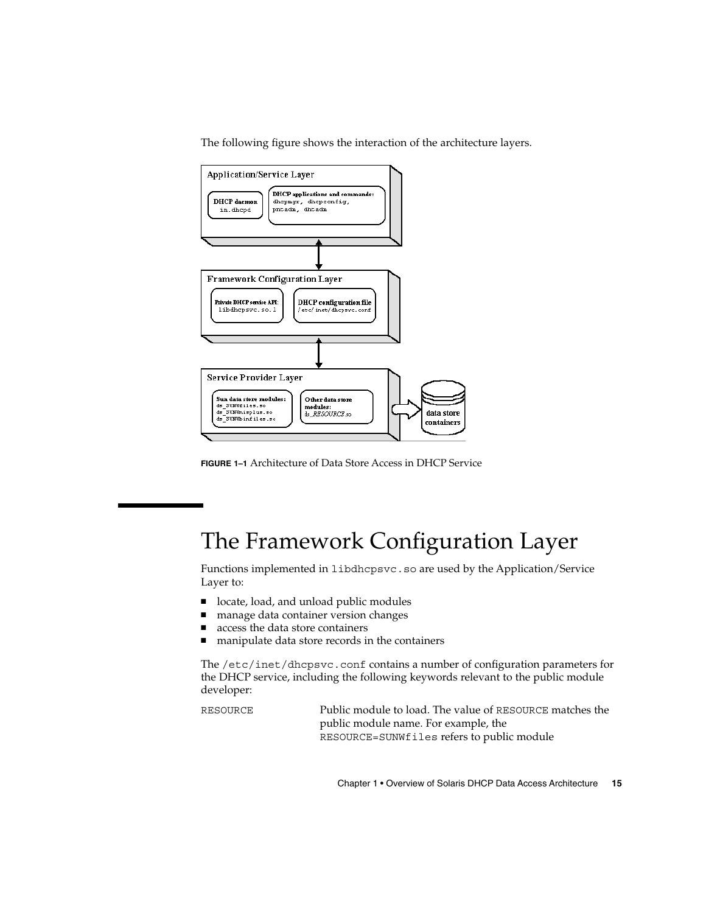The following figure shows the interaction of the architecture layers.

FIGURE 1–1 Architecture of Data Store Access in DHCP Service

# The Framework Configuration Layer

Functions implemented in `libdhcpsvc.so` are used by the Application/Service Layer to:

- locate, load, and unload public modules
- manage data container version changes
- access the data store containers
- manipulate data store records in the containers

The `/etc/inet/dhcpsvc.conf` contains a number of configuration parameters for the DHCP service, including the following keywords relevant to the public module developer:

`RESOURCE` Public module to load. The value of `RESOURCE` matches the public module name. For example, the `RESOURCE=SUNWfiles` refers to public module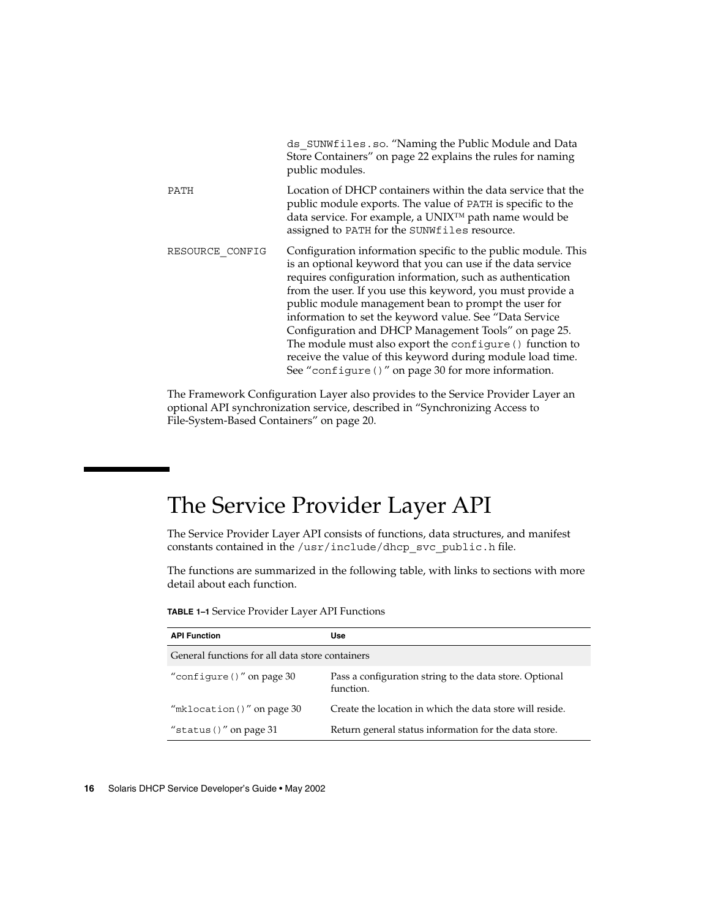ds_SUNWfiles.so. "Naming the Public Module and Data Store Containers" on page 22 explains the rules for naming public modules.

| | |
|---|---|
| PATH | Location of DHCP containers within the data service that the public module exports. The value of PATH is specific to the data service. For example, a UNIX™ path name would be assigned to PATH for the SUNWfiles resource. |
| RESOURCE_CONFIG | Configuration information specific to the public module. This is an optional keyword that you can use if the data service requires configuration information, such as authentication from the user. If you use this keyword, you must provide a public module management bean to prompt the user for information to set the keyword value. See "Data Service Configuration and DHCP Management Tools" on page 25. The module must also export the configure() function to receive the value of this keyword during module load time. See "configure()" on page 30 for more information. |

The Framework Configuration Layer also provides to the Service Provider Layer an optional API synchronization service, described in "Synchronizing Access to File-System-Based Containers" on page 20.

# The Service Provider Layer API

The Service Provider Layer API consists of functions, data structures, and manifest constants contained in the /usr/include/dhcp_svc_public.h file.

The functions are summarized in the following table, with links to sections with more detail about each function.

**TABLE 1–1** Service Provider Layer API Functions

| API Function | Use |
|---|---|
| General functions for all data store containers | |
| "configure()" on page 30 | Pass a configuration string to the data store. Optional function. |
| "mklocation()" on page 30 | Create the location in which the data store will reside. |
| "status()" on page 31 | Return general status information for the data store. |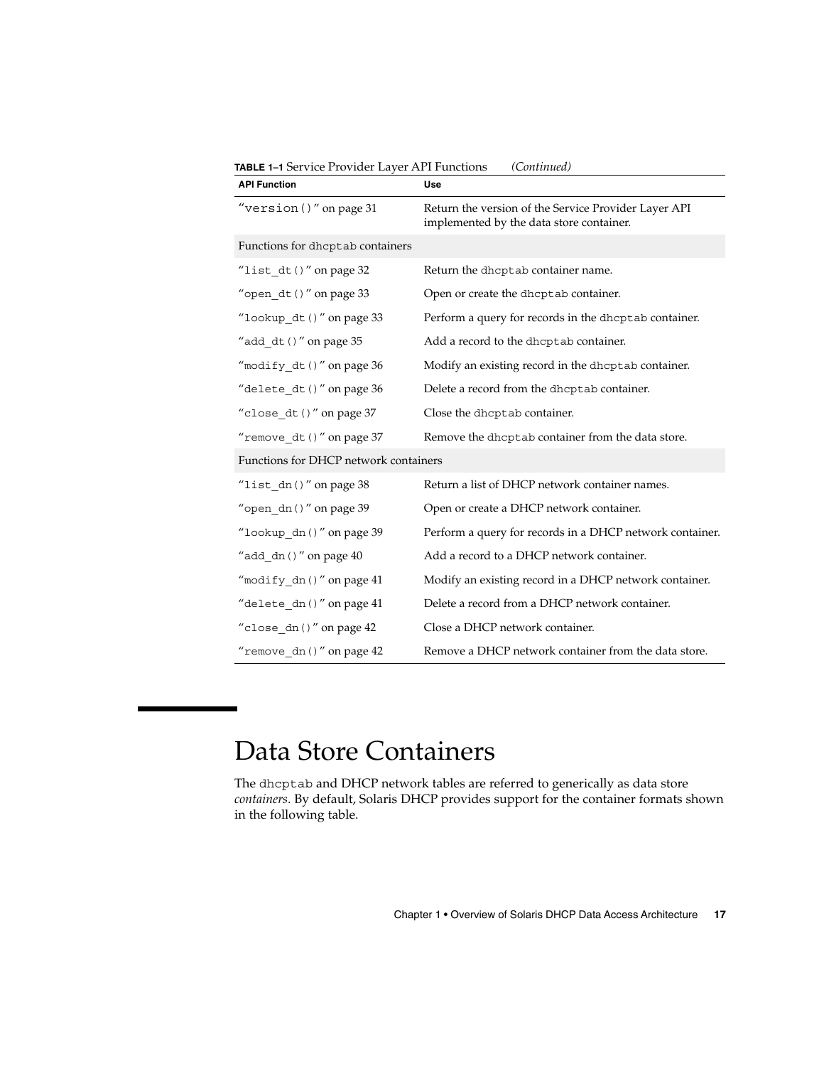**TABLE 1–1** Service Provider Layer API Functions *(Continued)*

| API Function | Use |
| --- | --- |
| "version()" on page 31 | Return the version of the Service Provider Layer API implemented by the data store container. |
| Functions for dhcptab containers | |
| "list_dt()" on page 32 | Return the dhcptab container name. |
| "open_dt()" on page 33 | Open or create the dhcptab container. |
| "lookup_dt()" on page 33 | Perform a query for records in the dhcptab container. |
| "add_dt()" on page 35 | Add a record to the dhcptab container. |
| "modify_dt()" on page 36 | Modify an existing record in the dhcptab container. |
| "delete_dt()" on page 36 | Delete a record from the dhcptab container. |
| "close_dt()" on page 37 | Close the dhcptab container. |
| "remove_dt()" on page 37 | Remove the dhcptab container from the data store. |
| Functions for DHCP network containers | |
| "list_dn()" on page 38 | Return a list of DHCP network container names. |
| "open_dn()" on page 39 | Open or create a DHCP network container. |
| "lookup_dn()" on page 39 | Perform a query for records in a DHCP network container. |
| "add_dn()" on page 40 | Add a record to a DHCP network container. |
| "modify_dn()" on page 41 | Modify an existing record in a DHCP network container. |
| "delete_dn()" on page 41 | Delete a record from a DHCP network container. |
| "close_dn()" on page 42 | Close a DHCP network container. |
| "remove_dn()" on page 42 | Remove a DHCP network container from the data store. |

# Data Store Containers

The dhcptab and DHCP network tables are referred to generically as data store *containers*. By default, Solaris DHCP provides support for the container formats shown in the following table.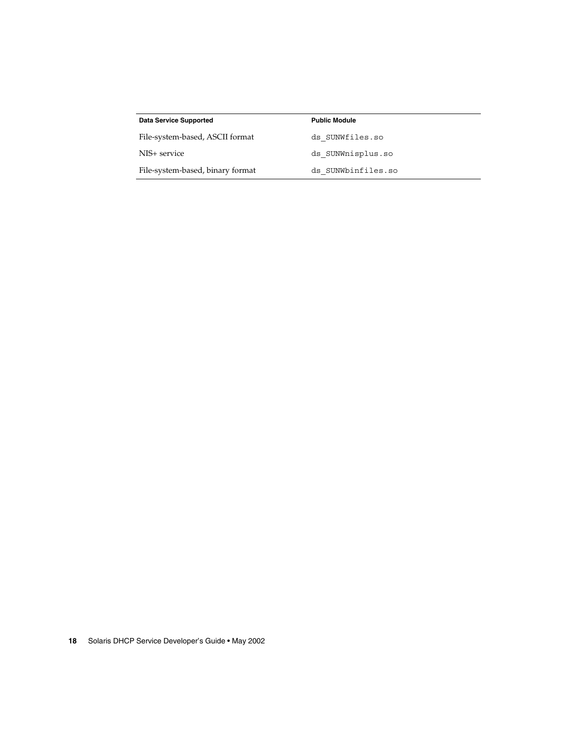| Data Service Supported | Public Module |
| --- | --- |
| File-system-based, ASCII format | `ds_SUNWfiles.so` |
| NIS+ service | `ds_SUNWnisplus.so` |
| File-system-based, binary format | `ds_SUNWbinfiles.so` |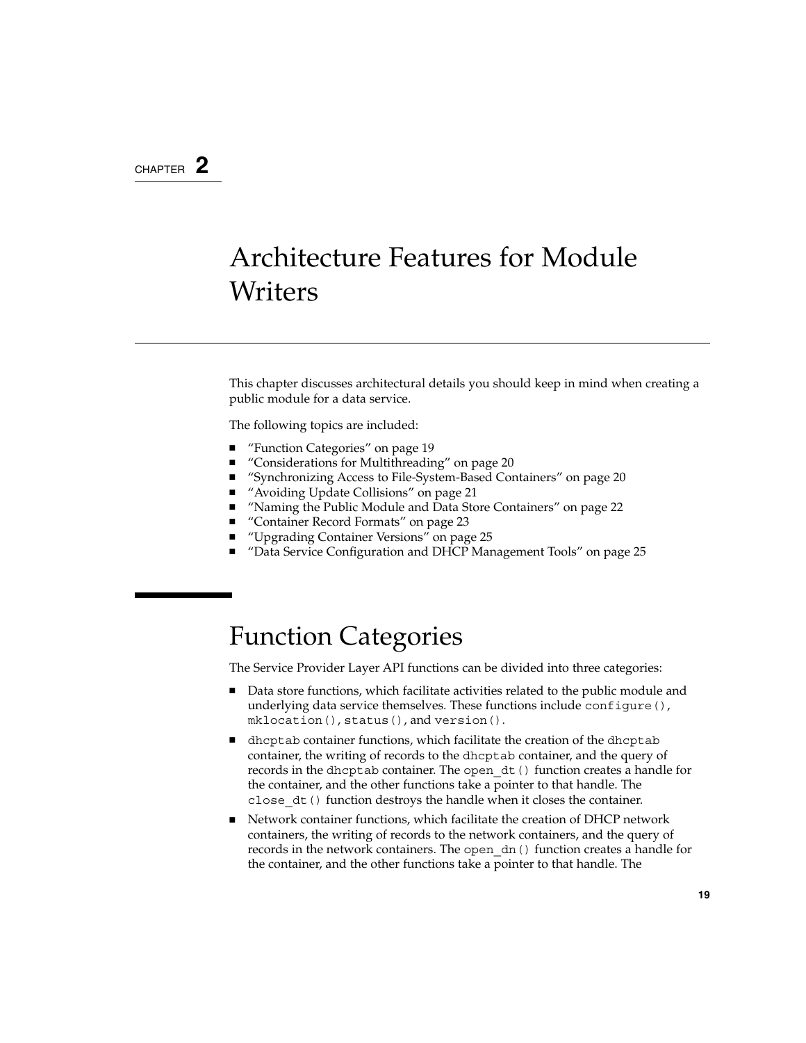CHAPTER 2

# Architecture Features for Module Writers

This chapter discusses architectural details you should keep in mind when creating a public module for a data service.

The following topics are included:

- "Function Categories" on page 19
- "Considerations for Multithreading" on page 20
- "Synchronizing Access to File-System-Based Containers" on page 20
- "Avoiding Update Collisions" on page 21
- "Naming the Public Module and Data Store Containers" on page 22
- "Container Record Formats" on page 23
- "Upgrading Container Versions" on page 25
- "Data Service Configuration and DHCP Management Tools" on page 25

## Function Categories

The Service Provider Layer API functions can be divided into three categories:

- Data store functions, which facilitate activities related to the public module and underlying data service themselves. These functions include `configure()`, `mklocation()`, `status()`, and `version()`.
- `dhcptab` container functions, which facilitate the creation of the `dhcptab` container, the writing of records to the `dhcptab` container, and the query of records in the `dhcptab` container. The `open_dt()` function creates a handle for the container, and the other functions take a pointer to that handle. The `close_dt()` function destroys the handle when it closes the container.
- Network container functions, which facilitate the creation of DHCP network containers, the writing of records to the network containers, and the query of records in the network containers. The `open_dn()` function creates a handle for the container, and the other functions take a pointer to that handle. The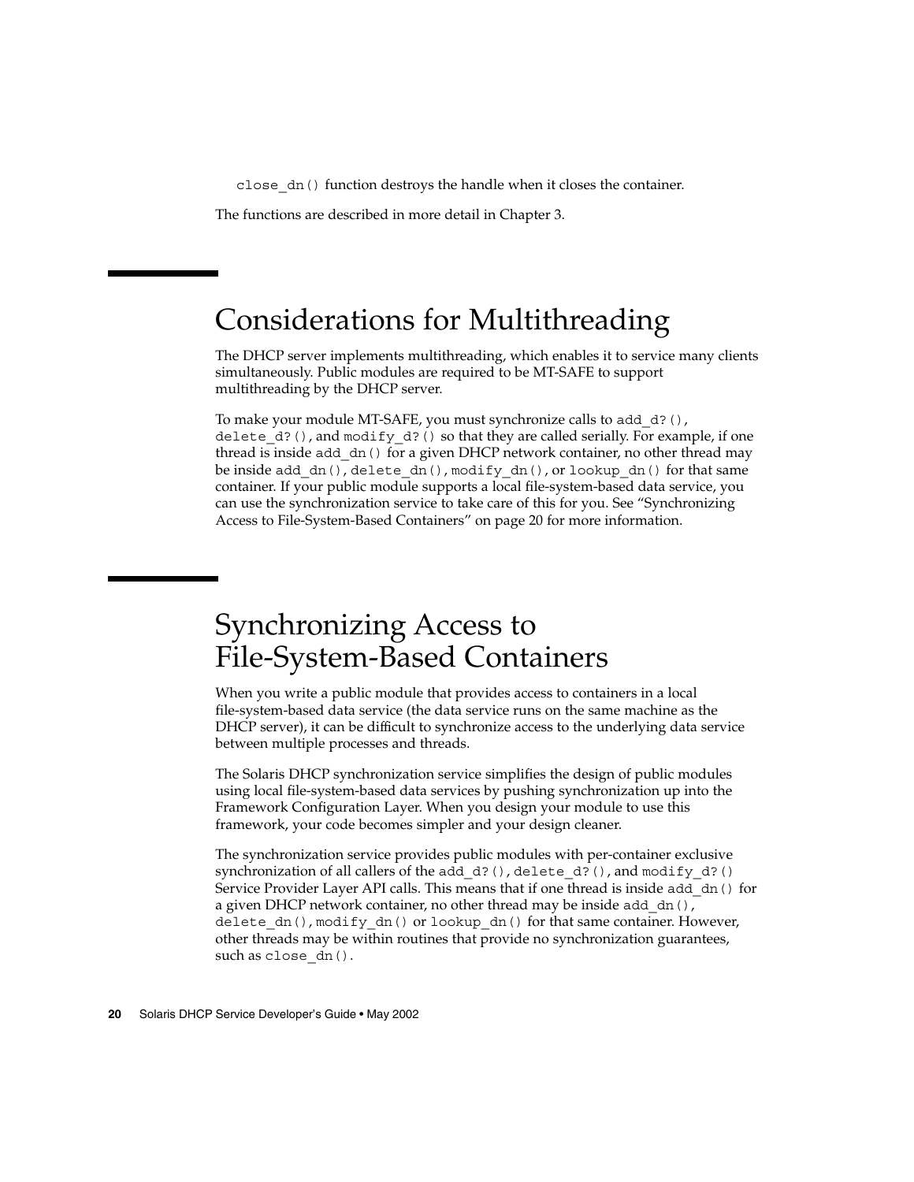`close_dn()` function destroys the handle when it closes the container.

The functions are described in more detail in Chapter 3.

# Considerations for Multithreading

The DHCP server implements multithreading, which enables it to service many clients simultaneously. Public modules are required to be MT-SAFE to support multithreading by the DHCP server.

To make your module MT-SAFE, you must synchronize calls to `add_d?()`, `delete_d?()`, and `modify_d?()` so that they are called serially. For example, if one thread is inside `add_dn()` for a given DHCP network container, no other thread may be inside `add_dn()`, `delete_dn()`, `modify_dn()`, or `lookup_dn()` for that same container. If your public module supports a local file-system-based data service, you can use the synchronization service to take care of this for you. See "Synchronizing Access to File-System-Based Containers" on page 20 for more information.

# Synchronizing Access to File-System-Based Containers

When you write a public module that provides access to containers in a local file-system-based data service (the data service runs on the same machine as the DHCP server), it can be difficult to synchronize access to the underlying data service between multiple processes and threads.

The Solaris DHCP synchronization service simplifies the design of public modules using local file-system-based data services by pushing synchronization up into the Framework Configuration Layer. When you design your module to use this framework, your code becomes simpler and your design cleaner.

The synchronization service provides public modules with per-container exclusive synchronization of all callers of the `add_d?()`, `delete_d?()`, and `modify_d?()` Service Provider Layer API calls. This means that if one thread is inside `add_dn()` for a given DHCP network container, no other thread may be inside `add_dn()`, `delete_dn()`, `modify_dn()` or `lookup_dn()` for that same container. However, other threads may be within routines that provide no synchronization guarantees, such as `close_dn()`.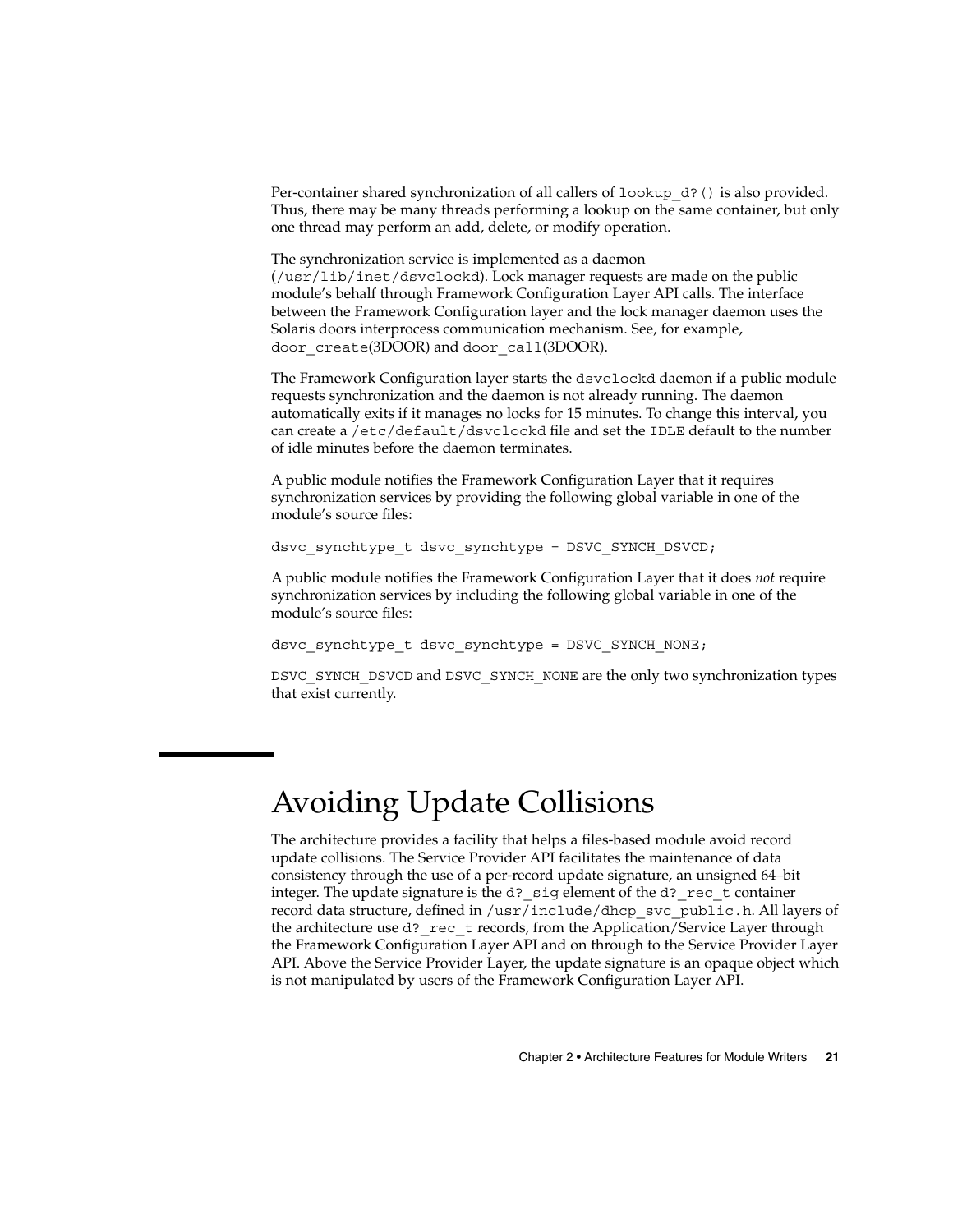Per-container shared synchronization of all callers of `lookup_d?()` is also provided. Thus, there may be many threads performing a lookup on the same container, but only one thread may perform an add, delete, or modify operation.

The synchronization service is implemented as a daemon (`/usr/lib/inet/dsvclockd`). Lock manager requests are made on the public module's behalf through Framework Configuration Layer API calls. The interface between the Framework Configuration layer and the lock manager daemon uses the Solaris doors interprocess communication mechanism. See, for example, `door_create`(3DOOR) and `door_call`(3DOOR).

The Framework Configuration layer starts the `dsvclockd` daemon if a public module requests synchronization and the daemon is not already running. The daemon automatically exits if it manages no locks for 15 minutes. To change this interval, you can create a `/etc/default/dsvclockd` file and set the `IDLE` default to the number of idle minutes before the daemon terminates.

A public module notifies the Framework Configuration Layer that it requires synchronization services by providing the following global variable in one of the module's source files:

```
dsvc_synchtype_t dsvc_synchtype = DSVC_SYNCH_DSVCD;
```

A public module notifies the Framework Configuration Layer that it does *not* require synchronization services by including the following global variable in one of the module's source files:

```
dsvc_synchtype_t dsvc_synchtype = DSVC_SYNCH_NONE;
```

`DSVC_SYNCH_DSVCD` and `DSVC_SYNCH_NONE` are the only two synchronization types that exist currently.

# Avoiding Update Collisions

The architecture provides a facility that helps a files-based module avoid record update collisions. The Service Provider API facilitates the maintenance of data consistency through the use of a per-record update signature, an unsigned 64–bit integer. The update signature is the `d?_sig` element of the `d?_rec_t` container record data structure, defined in `/usr/include/dhcp_svc_public.h`. All layers of the architecture use `d?_rec_t` records, from the Application/Service Layer through the Framework Configuration Layer API and on through to the Service Provider Layer API. Above the Service Provider Layer, the update signature is an opaque object which is not manipulated by users of the Framework Configuration Layer API.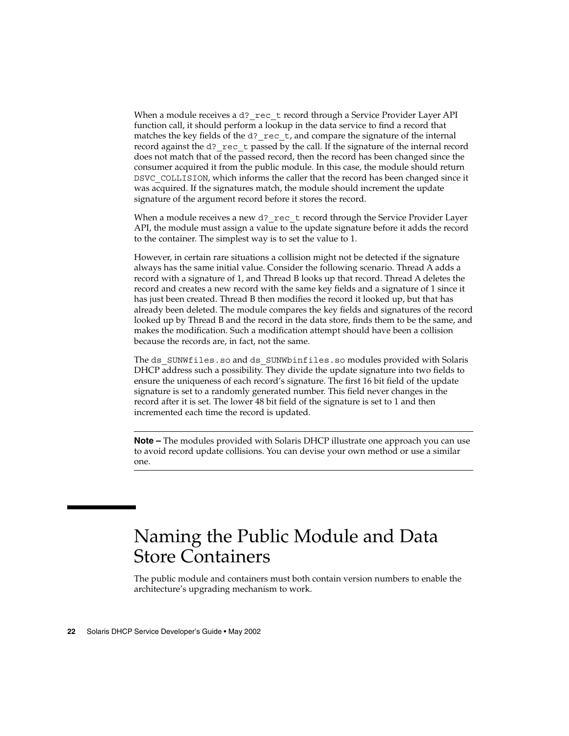When a module receives a `d?_rec_t` record through a Service Provider Layer API function call, it should perform a lookup in the data service to find a record that matches the key fields of the `d?_rec_t`, and compare the signature of the internal record against the `d?_rec_t` passed by the call. If the signature of the internal record does not match that of the passed record, then the record has been changed since the consumer acquired it from the public module. In this case, the module should return `DSVC_COLLISION`, which informs the caller that the record has been changed since it was acquired. If the signatures match, the module should increment the update signature of the argument record before it stores the record.

When a module receives a new `d?_rec_t` record through the Service Provider Layer API, the module must assign a value to the update signature before it adds the record to the container. The simplest way is to set the value to 1.

However, in certain rare situations a collision might not be detected if the signature always has the same initial value. Consider the following scenario. Thread A adds a record with a signature of 1, and Thread B looks up that record. Thread A deletes the record and creates a new record with the same key fields and a signature of 1 since it has just been created. Thread B then modifies the record it looked up, but that has already been deleted. The module compares the key fields and signatures of the record looked up by Thread B and the record in the data store, finds them to be the same, and makes the modification. Such a modification attempt should have been a collision because the records are, in fact, not the same.

The `ds_SUNWfiles.so` and `ds_SUNWbinfiles.so` modules provided with Solaris DHCP address such a possibility. They divide the update signature into two fields to ensure the uniqueness of each record's signature. The first 16 bit field of the update signature is set to a randomly generated number. This field never changes in the record after it is set. The lower 48 bit field of the signature is set to 1 and then incremented each time the record is updated.

---

**Note –** The modules provided with Solaris DHCP illustrate one approach you can use to avoid record update collisions. You can devise your own method or use a similar one.

---

## Naming the Public Module and Data Store Containers

The public module and containers must both contain version numbers to enable the architecture's upgrading mechanism to work.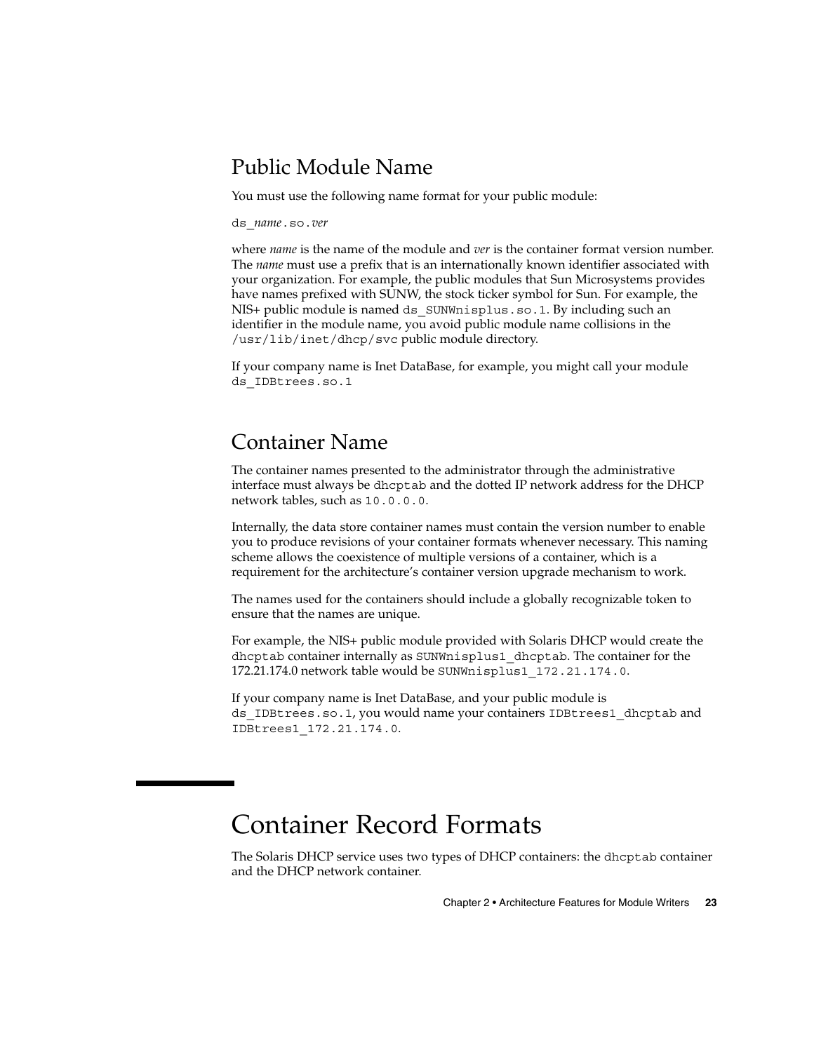## Public Module Name

You must use the following name format for your public module:

`ds_`*name*`.so.`*ver*

where *name* is the name of the module and *ver* is the container format version number. The *name* must use a prefix that is an internationally known identifier associated with your organization. For example, the public modules that Sun Microsystems provides have names prefixed with SUNW, the stock ticker symbol for Sun. For example, the NIS+ public module is named `ds_SUNWnisplus.so.1`. By including such an identifier in the module name, you avoid public module name collisions in the `/usr/lib/inet/dhcp/svc` public module directory.

If your company name is Inet DataBase, for example, you might call your module `ds_IDBtrees.so.1`

## Container Name

The container names presented to the administrator through the administrative interface must always be `dhcptab` and the dotted IP network address for the DHCP network tables, such as `10.0.0.0`.

Internally, the data store container names must contain the version number to enable you to produce revisions of your container formats whenever necessary. This naming scheme allows the coexistence of multiple versions of a container, which is a requirement for the architecture's container version upgrade mechanism to work.

The names used for the containers should include a globally recognizable token to ensure that the names are unique.

For example, the NIS+ public module provided with Solaris DHCP would create the `dhcptab` container internally as `SUNWnisplus1_dhcptab`. The container for the 172.21.174.0 network table would be `SUNWnisplus1_172.21.174.0`.

If your company name is Inet DataBase, and your public module is `ds_IDBtrees.so.1`, you would name your containers `IDBtrees1_dhcptab` and `IDBtrees1_172.21.174.0`.

# Container Record Formats

The Solaris DHCP service uses two types of DHCP containers: the `dhcptab` container and the DHCP network container.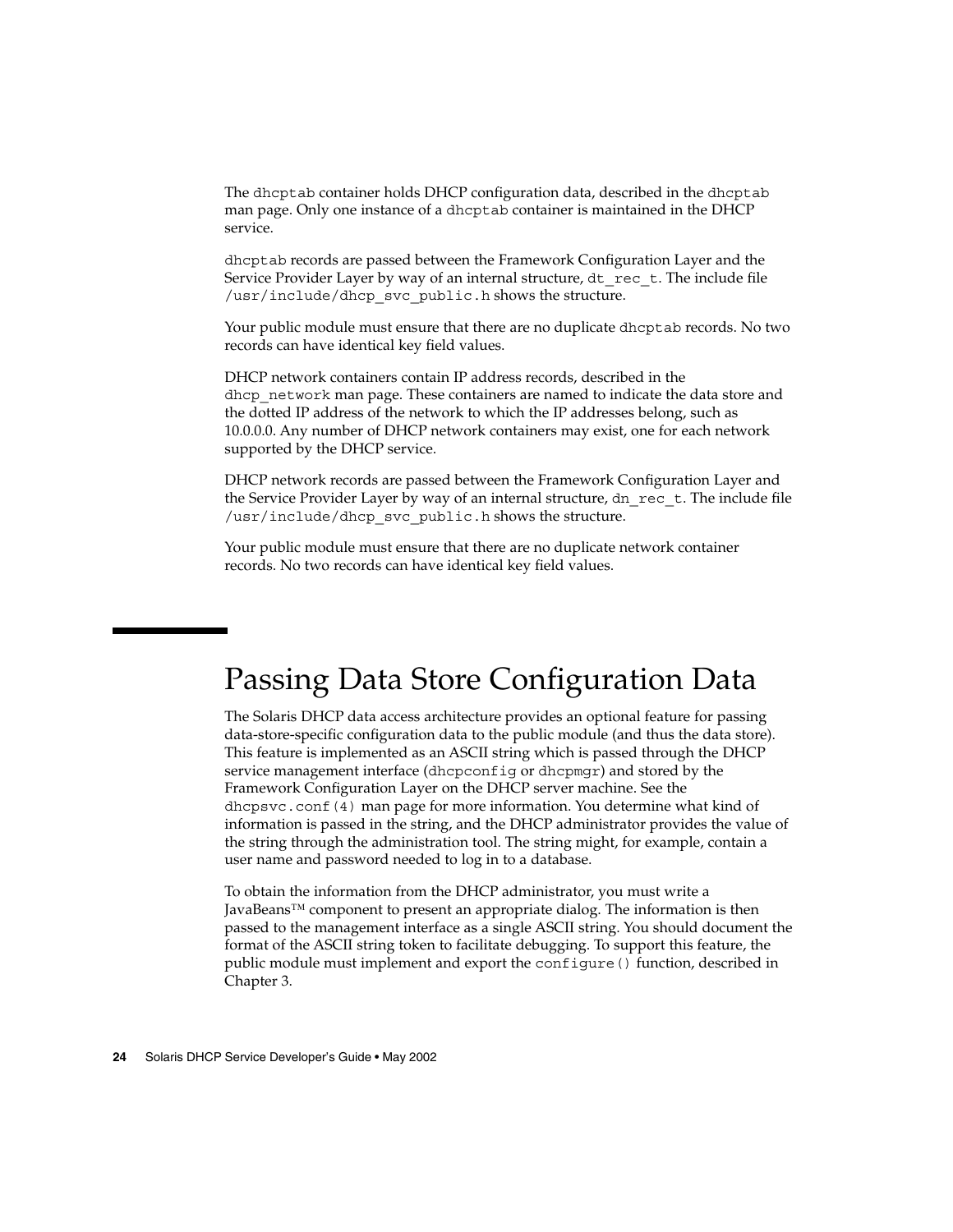The `dhcptab` container holds DHCP configuration data, described in the `dhcptab` man page. Only one instance of a `dhcptab` container is maintained in the DHCP service.

`dhcptab` records are passed between the Framework Configuration Layer and the Service Provider Layer by way of an internal structure, `dt_rec_t`. The include file `/usr/include/dhcp_svc_public.h` shows the structure.

Your public module must ensure that there are no duplicate `dhcptab` records. No two records can have identical key field values.

DHCP network containers contain IP address records, described in the `dhcp_network` man page. These containers are named to indicate the data store and the dotted IP address of the network to which the IP addresses belong, such as 10.0.0.0. Any number of DHCP network containers may exist, one for each network supported by the DHCP service.

DHCP network records are passed between the Framework Configuration Layer and the Service Provider Layer by way of an internal structure, `dn_rec_t`. The include file `/usr/include/dhcp_svc_public.h` shows the structure.

Your public module must ensure that there are no duplicate network container records. No two records can have identical key field values.

# Passing Data Store Configuration Data

The Solaris DHCP data access architecture provides an optional feature for passing data-store-specific configuration data to the public module (and thus the data store). This feature is implemented as an ASCII string which is passed through the DHCP service management interface (`dhcpconfig` or `dhcpmgr`) and stored by the Framework Configuration Layer on the DHCP server machine. See the `dhcpsvc.conf(4)` man page for more information. You determine what kind of information is passed in the string, and the DHCP administrator provides the value of the string through the administration tool. The string might, for example, contain a user name and password needed to log in to a database.

To obtain the information from the DHCP administrator, you must write a JavaBeans™ component to present an appropriate dialog. The information is then passed to the management interface as a single ASCII string. You should document the format of the ASCII string token to facilitate debugging. To support this feature, the public module must implement and export the `configure()` function, described in Chapter 3.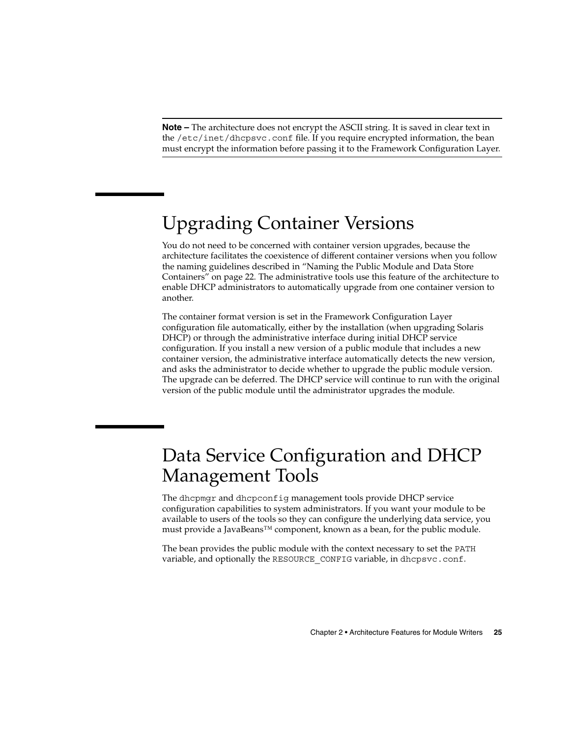**Note –** The architecture does not encrypt the ASCII string. It is saved in clear text in the `/etc/inet/dhcpsvc.conf` file. If you require encrypted information, the bean must encrypt the information before passing it to the Framework Configuration Layer.

## Upgrading Container Versions

You do not need to be concerned with container version upgrades, because the architecture facilitates the coexistence of different container versions when you follow the naming guidelines described in "Naming the Public Module and Data Store Containers" on page 22. The administrative tools use this feature of the architecture to enable DHCP administrators to automatically upgrade from one container version to another.

The container format version is set in the Framework Configuration Layer configuration file automatically, either by the installation (when upgrading Solaris DHCP) or through the administrative interface during initial DHCP service configuration. If you install a new version of a public module that includes a new container version, the administrative interface automatically detects the new version, and asks the administrator to decide whether to upgrade the public module version. The upgrade can be deferred. The DHCP service will continue to run with the original version of the public module until the administrator upgrades the module.

## Data Service Configuration and DHCP Management Tools

The `dhcpmgr` and `dhcpconfig` management tools provide DHCP service configuration capabilities to system administrators. If you want your module to be available to users of the tools so they can configure the underlying data service, you must provide a JavaBeans™ component, known as a bean, for the public module.

The bean provides the public module with the context necessary to set the `PATH` variable, and optionally the `RESOURCE_CONFIG` variable, in `dhcpsvc.conf`.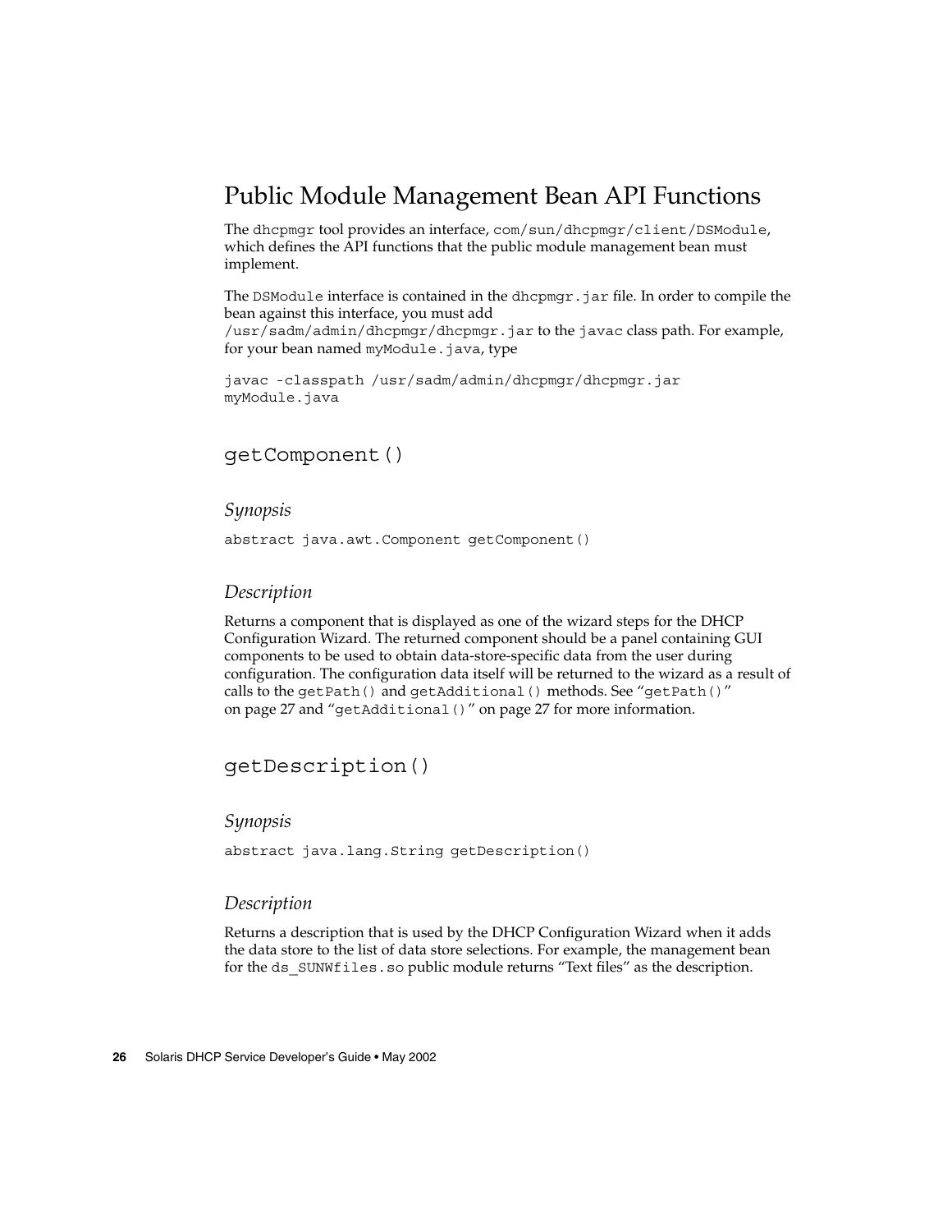## Public Module Management Bean API Functions

The `dhcpmgr` tool provides an interface, `com/sun/dhcpmgr/client/DSModule`, which defines the API functions that the public module management bean must implement.

The `DSModule` interface is contained in the `dhcpmgr.jar` file. In order to compile the bean against this interface, you must add `/usr/sadm/admin/dhcpmgr/dhcpmgr.jar` to the `javac` class path. For example, for your bean named `myModule.java`, type

```
javac -classpath /usr/sadm/admin/dhcpmgr/dhcpmgr.jar
myModule.java
```

### `getComponent()`

#### *Synopsis*

```
abstract java.awt.Component getComponent()
```

#### *Description*

Returns a component that is displayed as one of the wizard steps for the DHCP Configuration Wizard. The returned component should be a panel containing GUI components to be used to obtain data-store-specific data from the user during configuration. The configuration data itself will be returned to the wizard as a result of calls to the `getPath()` and `getAdditional()` methods. See "`getPath()`" on page 27 and "`getAdditional()`" on page 27 for more information.

### `getDescription()`

#### *Synopsis*

```
abstract java.lang.String getDescription()
```

#### *Description*

Returns a description that is used by the DHCP Configuration Wizard when it adds the data store to the list of data store selections. For example, the management bean for the `ds_SUNWfiles.so` public module returns "Text files" as the description.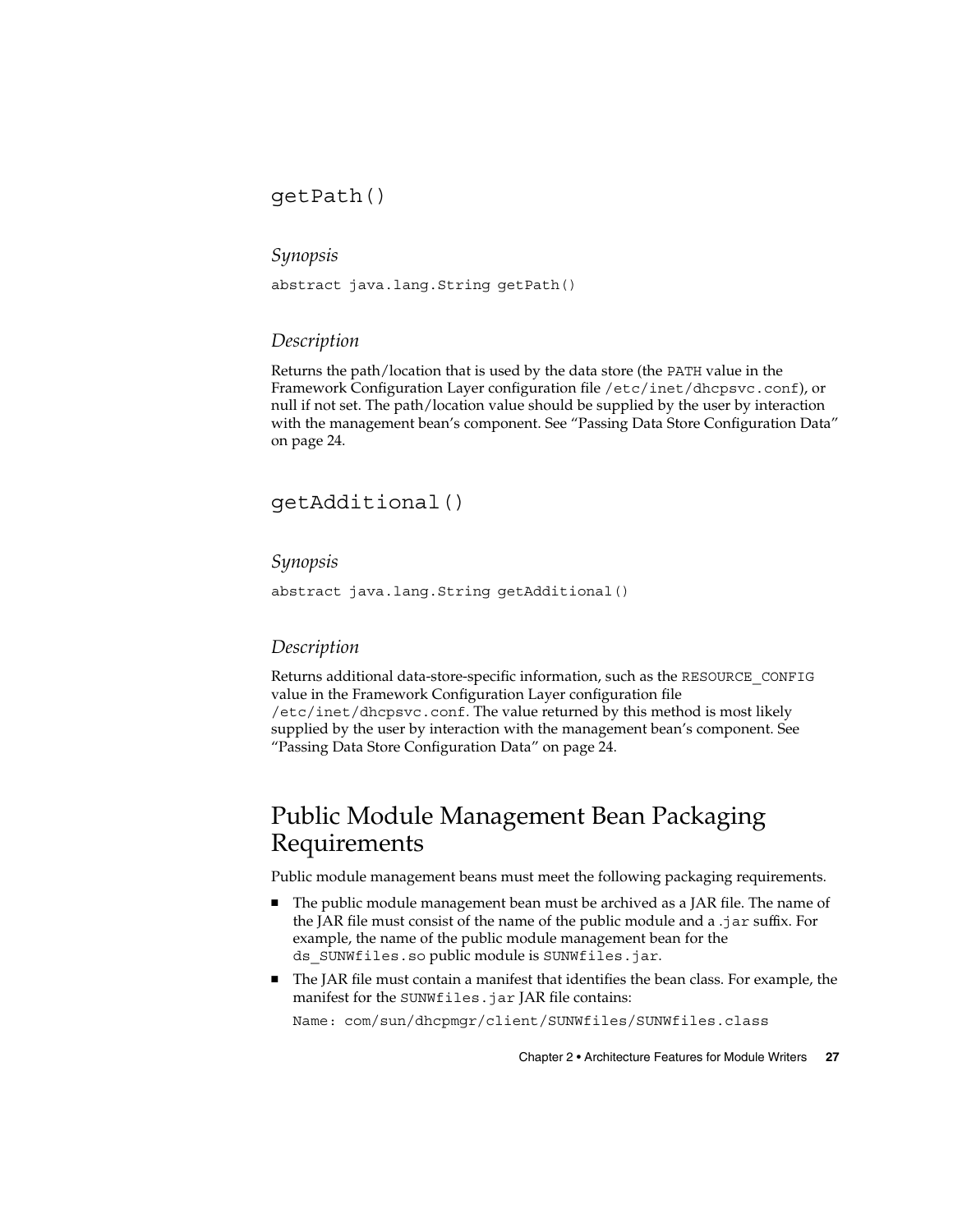### getPath()

#### *Synopsis*

```
abstract java.lang.String getPath()
```

#### *Description*

Returns the path/location that is used by the data store (the `PATH` value in the Framework Configuration Layer configuration file `/etc/inet/dhcpsvc.conf`), or null if not set. The path/location value should be supplied by the user by interaction with the management bean's component. See "Passing Data Store Configuration Data" on page 24.

### getAdditional()

#### *Synopsis*

```
abstract java.lang.String getAdditional()
```

#### *Description*

Returns additional data-store-specific information, such as the `RESOURCE_CONFIG` value in the Framework Configuration Layer configuration file `/etc/inet/dhcpsvc.conf`. The value returned by this method is most likely supplied by the user by interaction with the management bean's component. See "Passing Data Store Configuration Data" on page 24.

## Public Module Management Bean Packaging Requirements

Public module management beans must meet the following packaging requirements.

- The public module management bean must be archived as a JAR file. The name of the JAR file must consist of the name of the public module and a `.jar` suffix. For example, the name of the public module management bean for the `ds_SUNWfiles.so` public module is `SUNWfiles.jar`.
- The JAR file must contain a manifest that identifies the bean class. For example, the manifest for the `SUNWfiles.jar` JAR file contains:

  ```
  Name: com/sun/dhcpmgr/client/SUNWfiles/SUNWfiles.class
  ```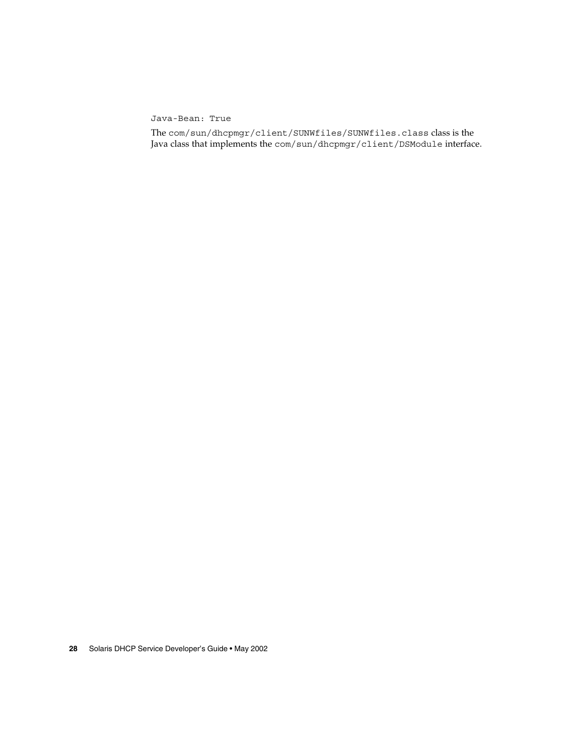```
Java-Bean: True
```

The `com/sun/dhcpmgr/client/SUNWfiles/SUNWfiles.class` class is the Java class that implements the `com/sun/dhcpmgr/client/DSModule` interface.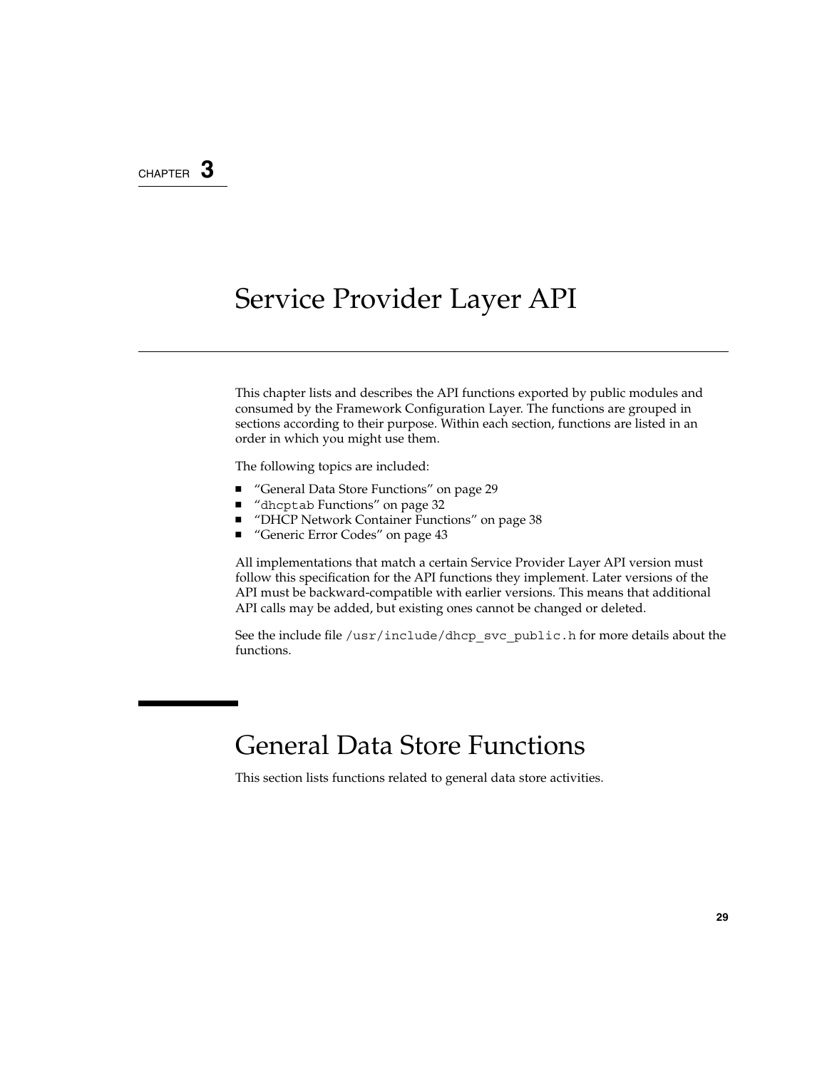CHAPTER 3

# Service Provider Layer API

This chapter lists and describes the API functions exported by public modules and consumed by the Framework Configuration Layer. The functions are grouped in sections according to their purpose. Within each section, functions are listed in an order in which you might use them.

The following topics are included:

- "General Data Store Functions" on page 29
- "`dhcptab` Functions" on page 32
- "DHCP Network Container Functions" on page 38
- "Generic Error Codes" on page 43

All implementations that match a certain Service Provider Layer API version must follow this specification for the API functions they implement. Later versions of the API must be backward-compatible with earlier versions. This means that additional API calls may be added, but existing ones cannot be changed or deleted.

See the include file `/usr/include/dhcp_svc_public.h` for more details about the functions.

## General Data Store Functions

This section lists functions related to general data store activities.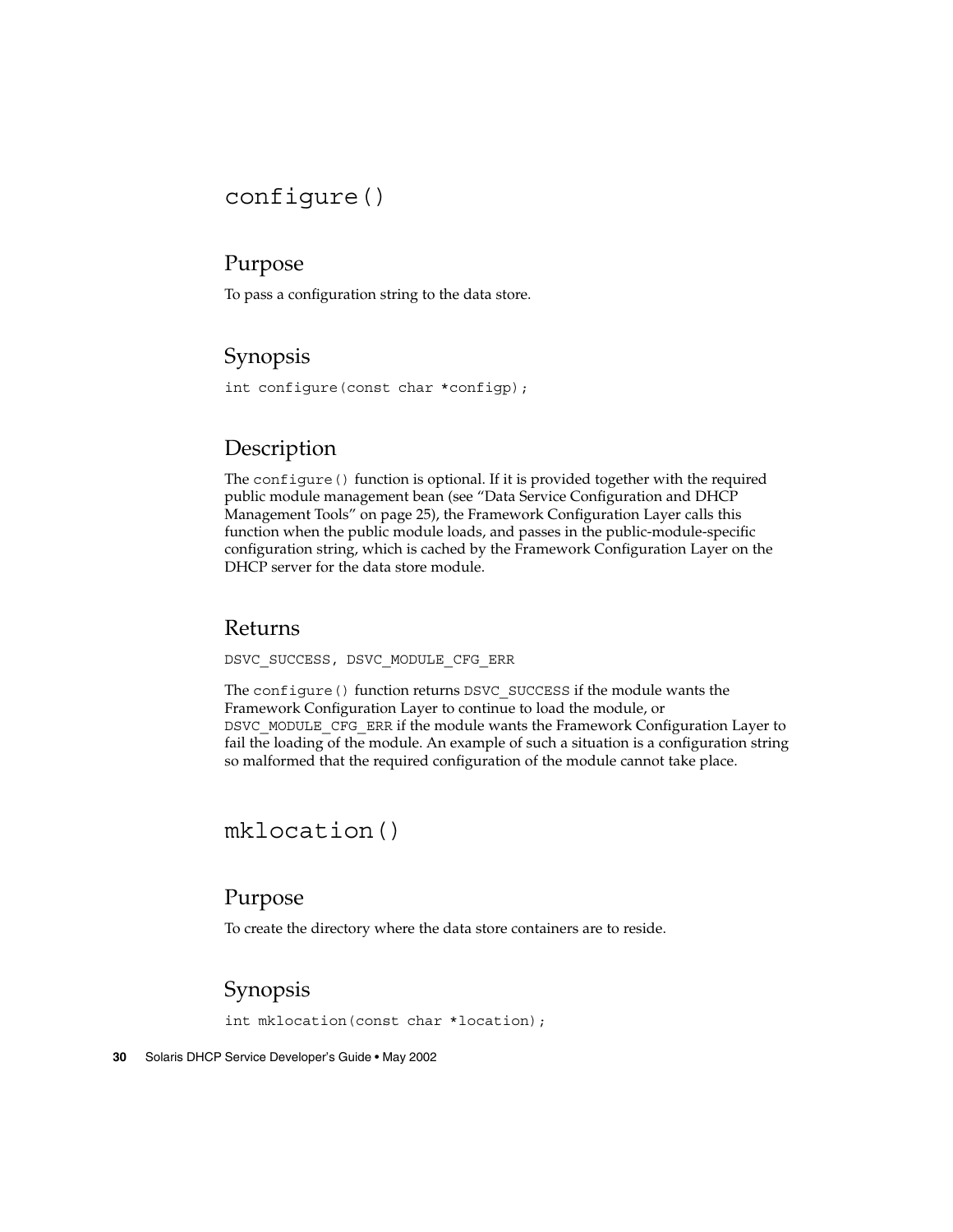## configure()

### Purpose

To pass a configuration string to the data store.

### Synopsis

```
int configure(const char *configp);
```

### Description

The `configure()` function is optional. If it is provided together with the required public module management bean (see "Data Service Configuration and DHCP Management Tools" on page 25), the Framework Configuration Layer calls this function when the public module loads, and passes in the public-module-specific configuration string, which is cached by the Framework Configuration Layer on the DHCP server for the data store module.

### Returns

`DSVC_SUCCESS, DSVC_MODULE_CFG_ERR`

The `configure()` function returns `DSVC_SUCCESS` if the module wants the Framework Configuration Layer to continue to load the module, or `DSVC_MODULE_CFG_ERR` if the module wants the Framework Configuration Layer to fail the loading of the module. An example of such a situation is a configuration string so malformed that the required configuration of the module cannot take place.

## mklocation()

### Purpose

To create the directory where the data store containers are to reside.

### Synopsis

```
int mklocation(const char *location);
```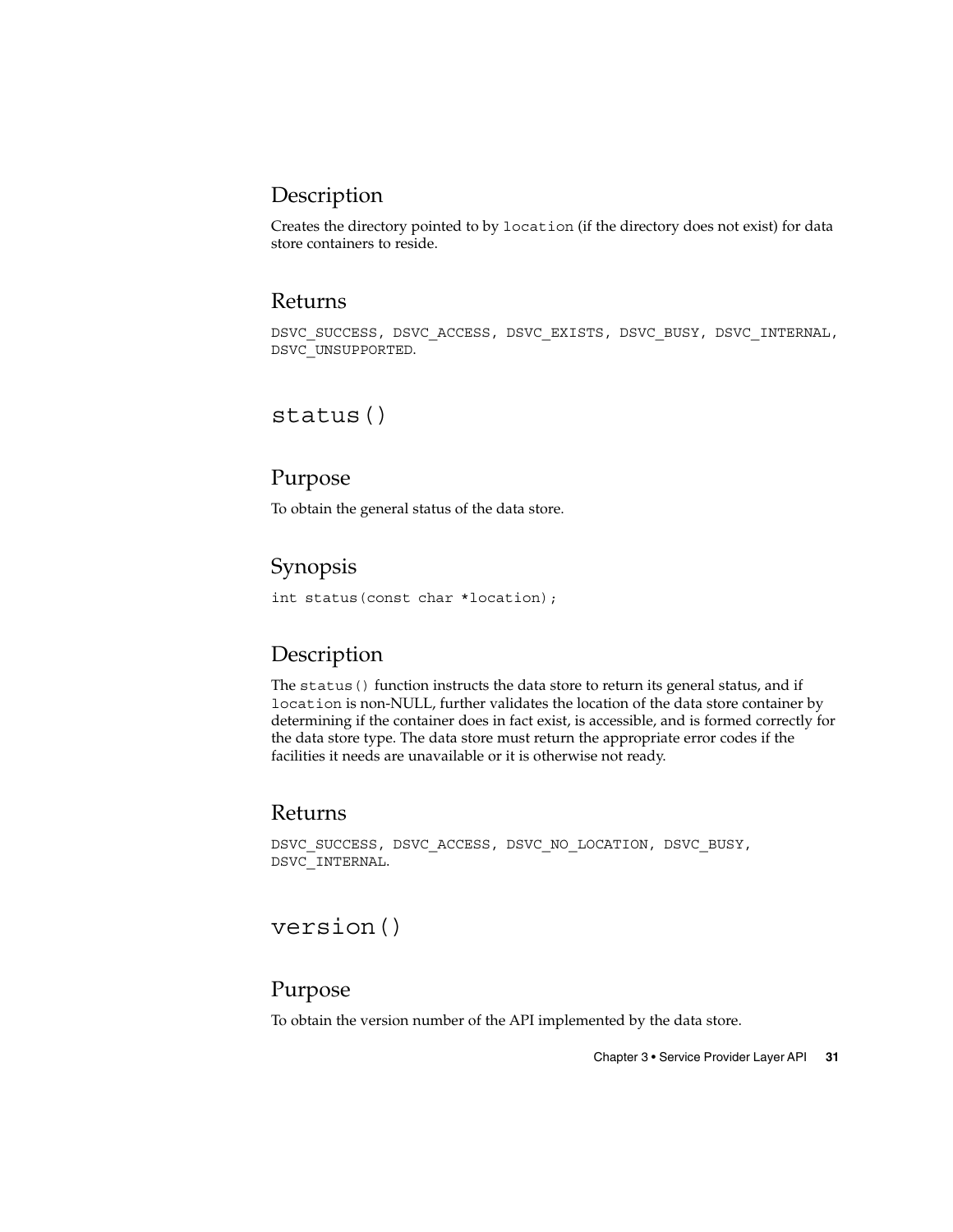### Description

Creates the directory pointed to by `location` (if the directory does not exist) for data store containers to reside.

### Returns

`DSVC_SUCCESS, DSVC_ACCESS, DSVC_EXISTS, DSVC_BUSY, DSVC_INTERNAL, DSVC_UNSUPPORTED`.

## `status()`

### Purpose

To obtain the general status of the data store.

### Synopsis

```
int status(const char *location);
```

### Description

The `status()` function instructs the data store to return its general status, and if `location` is non-NULL, further validates the location of the data store container by determining if the container does in fact exist, is accessible, and is formed correctly for the data store type. The data store must return the appropriate error codes if the facilities it needs are unavailable or it is otherwise not ready.

### Returns

`DSVC_SUCCESS, DSVC_ACCESS, DSVC_NO_LOCATION, DSVC_BUSY, DSVC_INTERNAL`.

## `version()`

### Purpose

To obtain the version number of the API implemented by the data store.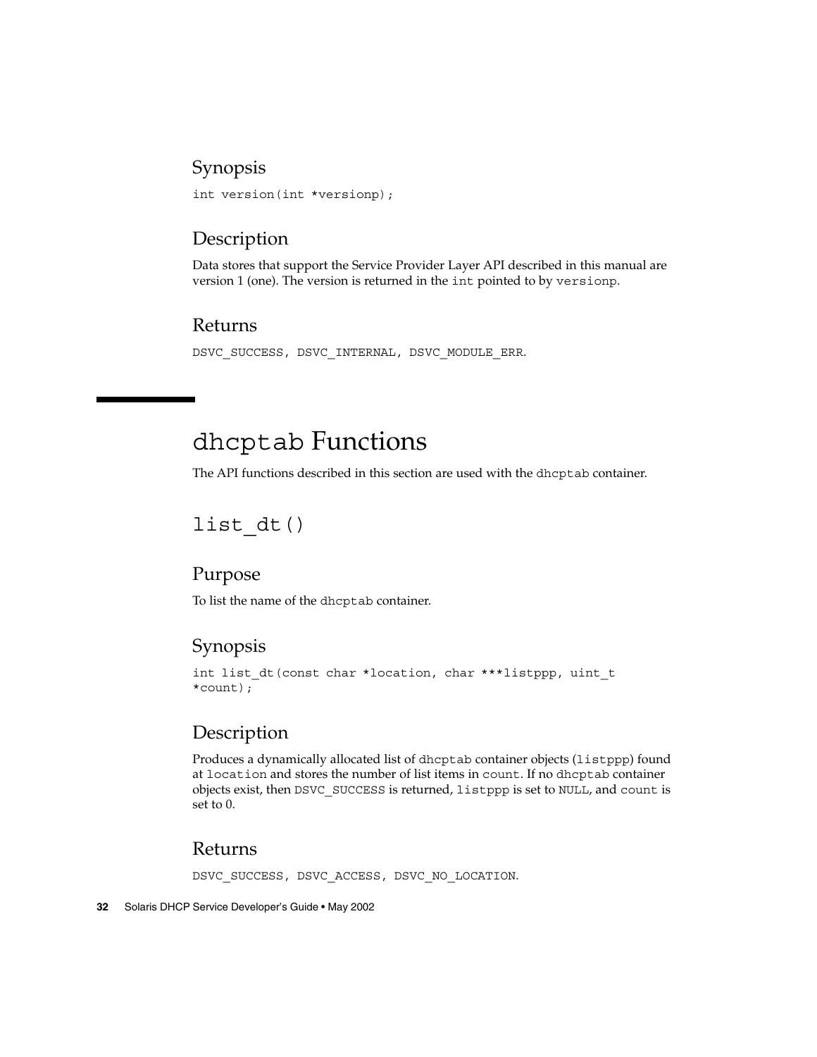### Synopsis

```
int version(int *versionp);
```

### Description

Data stores that support the Service Provider Layer API described in this manual are version 1 (one). The version is returned in the `int` pointed to by `versionp`.

### Returns

`DSVC_SUCCESS, DSVC_INTERNAL, DSVC_MODULE_ERR`.

## `dhcptab` Functions

The API functions described in this section are used with the `dhcptab` container.

### `list_dt()`

### Purpose

To list the name of the `dhcptab` container.

### Synopsis

```
int list_dt(const char *location, char ***listppp, uint_t
*count);
```

### Description

Produces a dynamically allocated list of `dhcptab` container objects (`listppp`) found at `location` and stores the number of list items in `count`. If no `dhcptab` container objects exist, then `DSVC_SUCCESS` is returned, `listppp` is set to `NULL`, and `count` is set to 0.

### Returns

`DSVC_SUCCESS, DSVC_ACCESS, DSVC_NO_LOCATION`.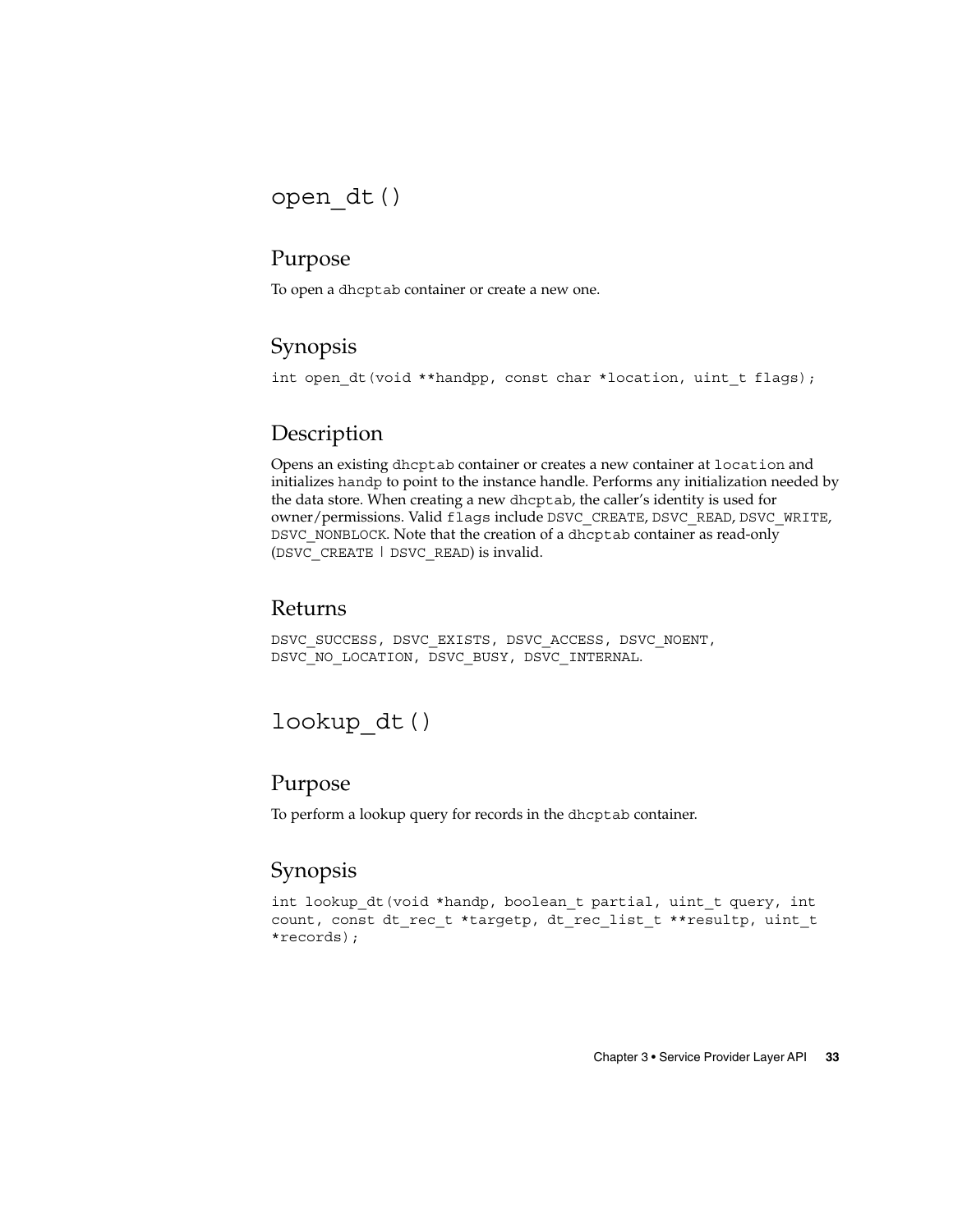## open_dt()

### Purpose

To open a dhcptab container or create a new one.

### Synopsis

```
int open_dt(void **handpp, const char *location, uint_t flags);
```

### Description

Opens an existing dhcptab container or creates a new container at location and initializes handp to point to the instance handle. Performs any initialization needed by the data store. When creating a new dhcptab, the caller's identity is used for owner/permissions. Valid flags include DSVC_CREATE, DSVC_READ, DSVC_WRITE, DSVC_NONBLOCK. Note that the creation of a dhcptab container as read-only (DSVC_CREATE | DSVC_READ) is invalid.

### Returns

DSVC_SUCCESS, DSVC_EXISTS, DSVC_ACCESS, DSVC_NOENT, DSVC_NO_LOCATION, DSVC_BUSY, DSVC_INTERNAL.

## lookup_dt()

### Purpose

To perform a lookup query for records in the dhcptab container.

### Synopsis

```
int lookup_dt(void *handp, boolean_t partial, uint_t query, int
count, const dt_rec_t *targetp, dt_rec_list_t **resultp, uint_t
*records);
```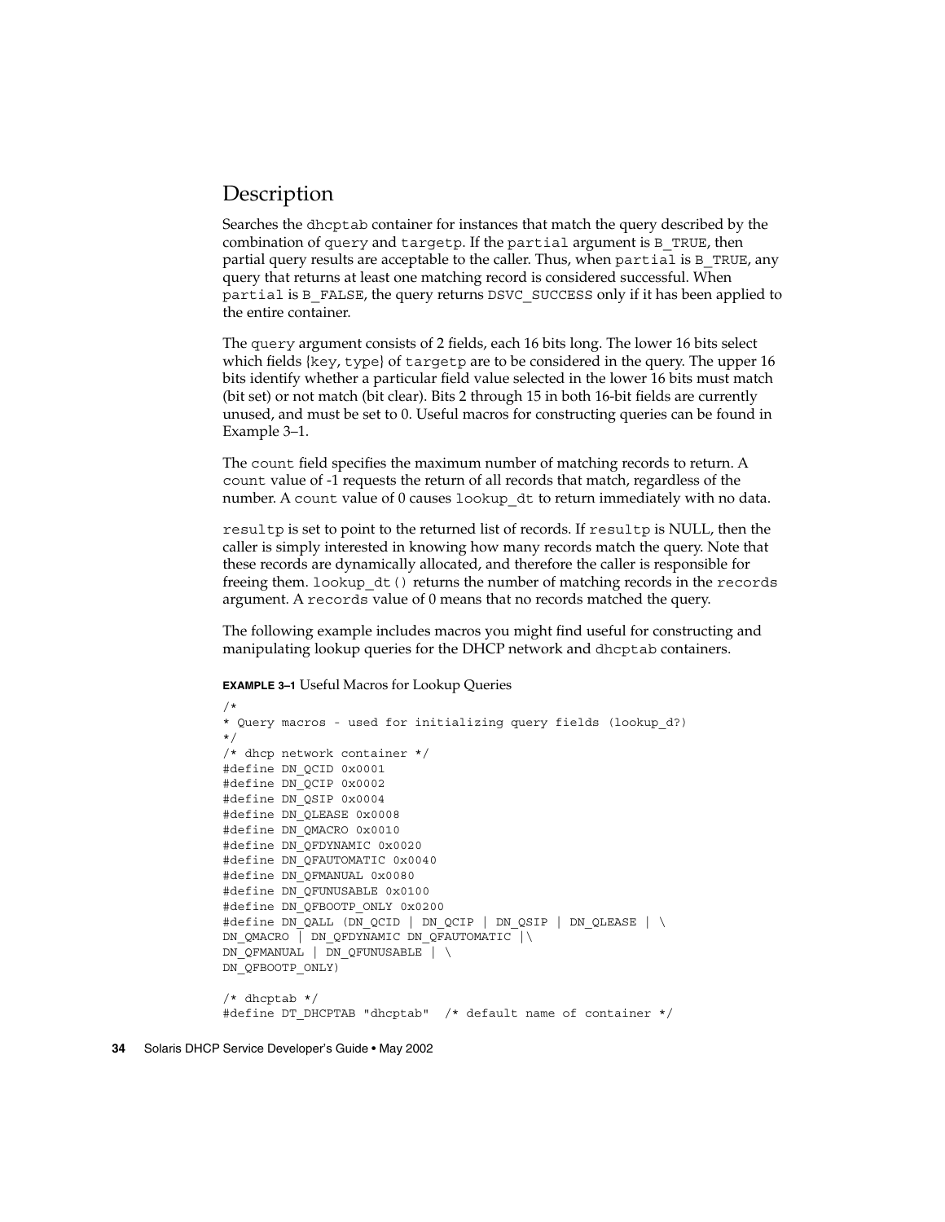## Description

Searches the dhcptab container for instances that match the query described by the combination of query and targetp. If the partial argument is B_TRUE, then partial query results are acceptable to the caller. Thus, when partial is B_TRUE, any query that returns at least one matching record is considered successful. When partial is B_FALSE, the query returns DSVC_SUCCESS only if it has been applied to the entire container.

The query argument consists of 2 fields, each 16 bits long. The lower 16 bits select which fields {key, type} of targetp are to be considered in the query. The upper 16 bits identify whether a particular field value selected in the lower 16 bits must match (bit set) or not match (bit clear). Bits 2 through 15 in both 16-bit fields are currently unused, and must be set to 0. Useful macros for constructing queries can be found in Example 3–1.

The count field specifies the maximum number of matching records to return. A count value of -1 requests the return of all records that match, regardless of the number. A count value of 0 causes lookup_dt to return immediately with no data.

resultp is set to point to the returned list of records. If resultp is NULL, then the caller is simply interested in knowing how many records match the query. Note that these records are dynamically allocated, and therefore the caller is responsible for freeing them. lookup_dt() returns the number of matching records in the records argument. A records value of 0 means that no records matched the query.

The following example includes macros you might find useful for constructing and manipulating lookup queries for the DHCP network and dhcptab containers.

**EXAMPLE 3–1** Useful Macros for Lookup Queries

```
/*
* Query macros - used for initializing query fields (lookup_d?)
*/
/* dhcp network container */
#define DN_QCID 0x0001
#define DN_QCIP 0x0002
#define DN_QSIP 0x0004
#define DN_QLEASE 0x0008
#define DN_QMACRO 0x0010
#define DN_QFDYNAMIC 0x0020
#define DN_QFAUTOMATIC 0x0040
#define DN_QFMANUAL 0x0080
#define DN_QFUNUSABLE 0x0100
#define DN_QFBOOTP_ONLY 0x0200
#define DN_QALL (DN_QCID | DN_QCIP | DN_QSIP | DN_QLEASE | \
DN_QMACRO | DN_QFDYNAMIC DN_QFAUTOMATIC |\
DN_QFMANUAL | DN_QFUNUSABLE | \
DN_QFBOOTP_ONLY)

/* dhcptab */
#define DT_DHCPTAB "dhcptab"  /* default name of container */
```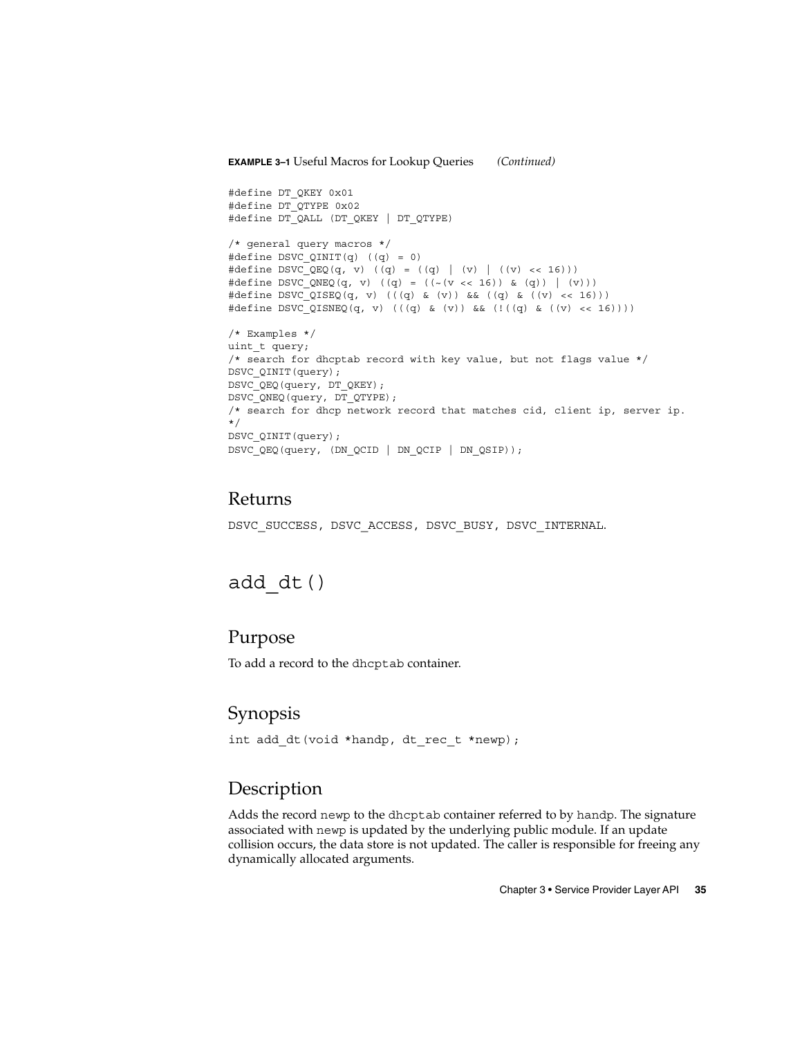**EXAMPLE 3–1** Useful Macros for Lookup Queries *(Continued)*

```
#define DT_QKEY 0x01
#define DT_QTYPE 0x02
#define DT_QALL (DT_QKEY | DT_QTYPE)

/* general query macros */
#define DSVC_QINIT(q) ((q) = 0)
#define DSVC_QEQ(q, v) ((q) = ((q) | (v) | ((v) << 16)))
#define DSVC_QNEQ(q, v) ((q) = ((~(v << 16)) & (q)) | (v)))
#define DSVC_QISEQ(q, v) (((q) & (v)) && ((q) & ((v) << 16)))
#define DSVC_QISNEQ(q, v) (((q) & (v)) && (!((q) & ((v) << 16))))

/* Examples */
uint_t query;
/* search for dhcptab record with key value, but not flags value */
DSVC_QINIT(query);
DSVC_QEQ(query, DT_QKEY);
DSVC_QNEQ(query, DT_QTYPE);
/* search for dhcp network record that matches cid, client ip, server ip.
*/
DSVC_QINIT(query);
DSVC_QEQ(query, (DN_QCID | DN_QCIP | DN_QSIP));
```

## Returns

DSVC_SUCCESS, DSVC_ACCESS, DSVC_BUSY, DSVC_INTERNAL.

# add_dt()

## Purpose

To add a record to the dhcptab container.

## Synopsis

```
int add_dt(void *handp, dt_rec_t *newp);
```

## Description

Adds the record newp to the dhcptab container referred to by handp. The signature associated with newp is updated by the underlying public module. If an update collision occurs, the data store is not updated. The caller is responsible for freeing any dynamically allocated arguments.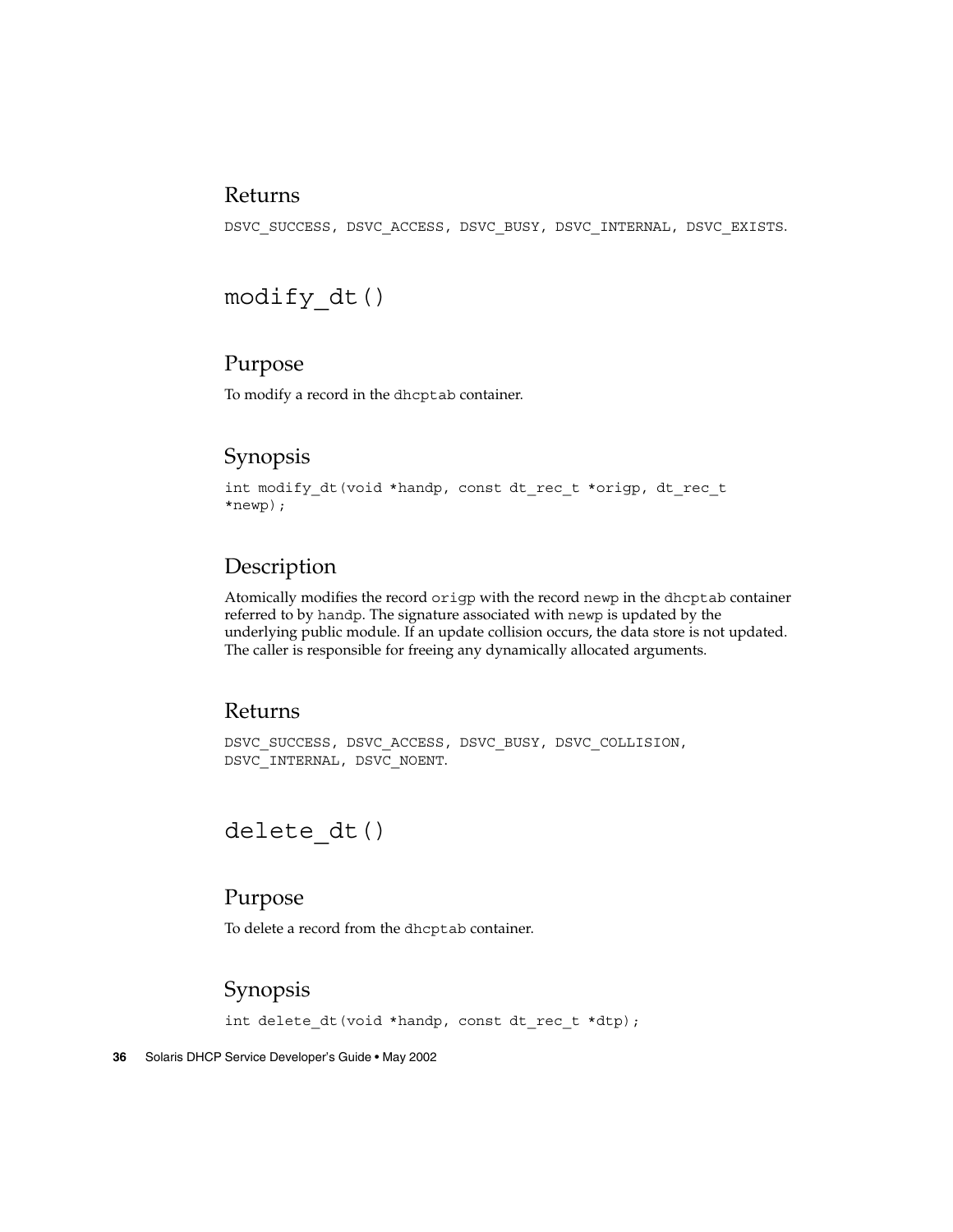### Returns

DSVC_SUCCESS, DSVC_ACCESS, DSVC_BUSY, DSVC_INTERNAL, DSVC_EXISTS.

## modify_dt()

### Purpose

To modify a record in the dhcptab container.

### Synopsis

```
int modify_dt(void *handp, const dt_rec_t *origp, dt_rec_t
*newp);
```

### Description

Atomically modifies the record origp with the record newp in the dhcptab container referred to by handp. The signature associated with newp is updated by the underlying public module. If an update collision occurs, the data store is not updated. The caller is responsible for freeing any dynamically allocated arguments.

### Returns

DSVC_SUCCESS, DSVC_ACCESS, DSVC_BUSY, DSVC_COLLISION, DSVC_INTERNAL, DSVC_NOENT.

## delete_dt()

### Purpose

To delete a record from the dhcptab container.

### Synopsis

```
int delete_dt(void *handp, const dt_rec_t *dtp);
```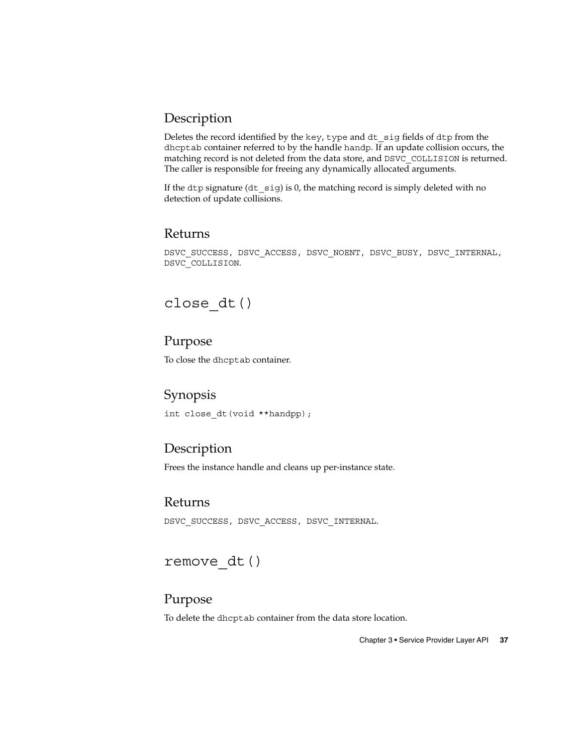### Description

Deletes the record identified by the `key`, `type` and `dt_sig` fields of `dtp` from the `dhcptab` container referred to by the handle `handp`. If an update collision occurs, the matching record is not deleted from the data store, and `DSVC_COLLISION` is returned. The caller is responsible for freeing any dynamically allocated arguments.

If the `dtp` signature (`dt_sig`) is 0, the matching record is simply deleted with no detection of update collisions.

### Returns

`DSVC_SUCCESS, DSVC_ACCESS, DSVC_NOENT, DSVC_BUSY, DSVC_INTERNAL, DSVC_COLLISION`.

## `close_dt()`

### Purpose

To close the `dhcptab` container.

### Synopsis

```
int close_dt(void **handpp);
```

### Description

Frees the instance handle and cleans up per-instance state.

### Returns

`DSVC_SUCCESS, DSVC_ACCESS, DSVC_INTERNAL`.

## `remove_dt()`

### Purpose

To delete the `dhcptab` container from the data store location.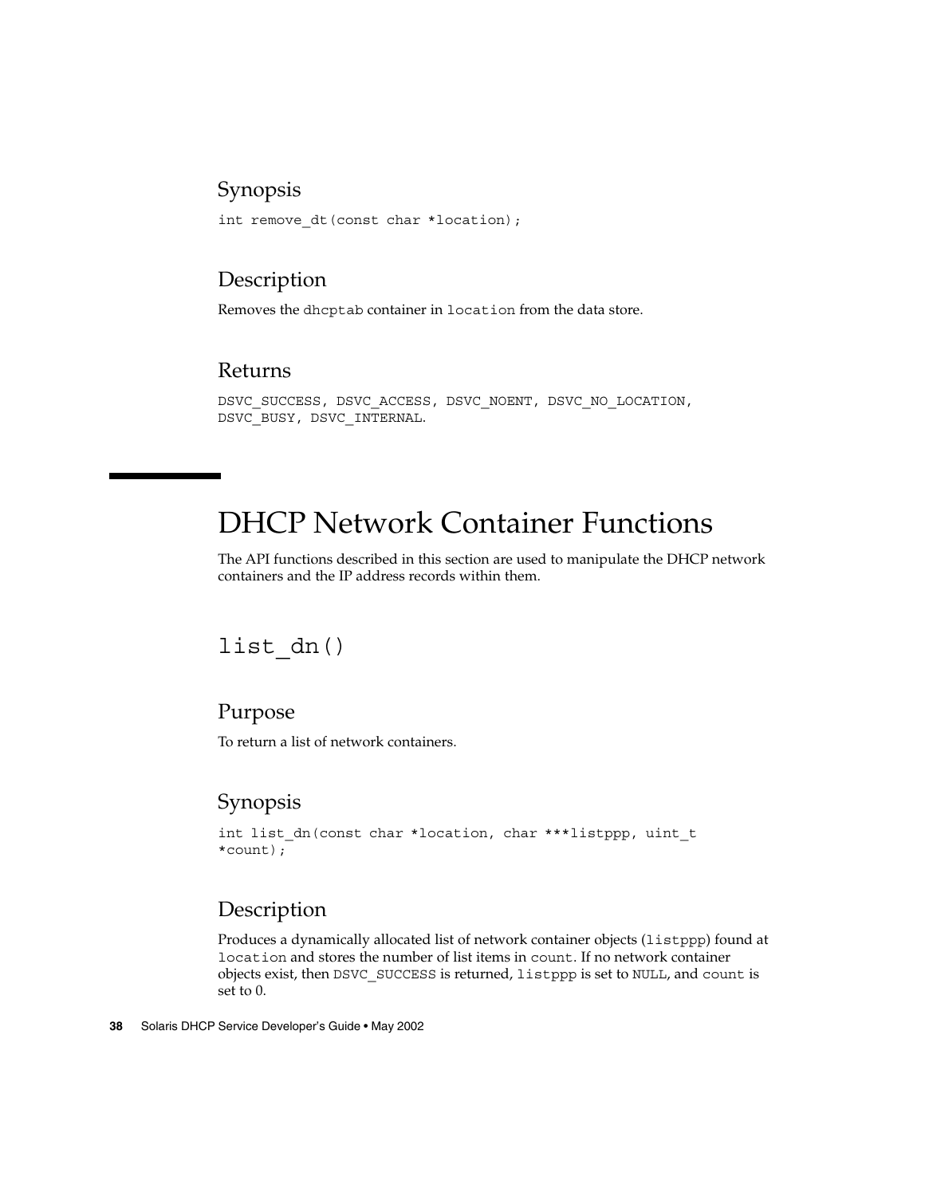### Synopsis

```
int remove_dt(const char *location);
```

### Description

Removes the `dhcptab` container in `location` from the data store.

### Returns

`DSVC_SUCCESS, DSVC_ACCESS, DSVC_NOENT, DSVC_NO_LOCATION, DSVC_BUSY, DSVC_INTERNAL`.

# DHCP Network Container Functions

The API functions described in this section are used to manipulate the DHCP network containers and the IP address records within them.

## `list_dn()`

### Purpose

To return a list of network containers.

### Synopsis

```
int list_dn(const char *location, char ***listppp, uint_t
*count);
```

### Description

Produces a dynamically allocated list of network container objects (`listppp`) found at `location` and stores the number of list items in `count`. If no network container objects exist, then `DSVC_SUCCESS` is returned, `listppp` is set to `NULL`, and `count` is set to 0.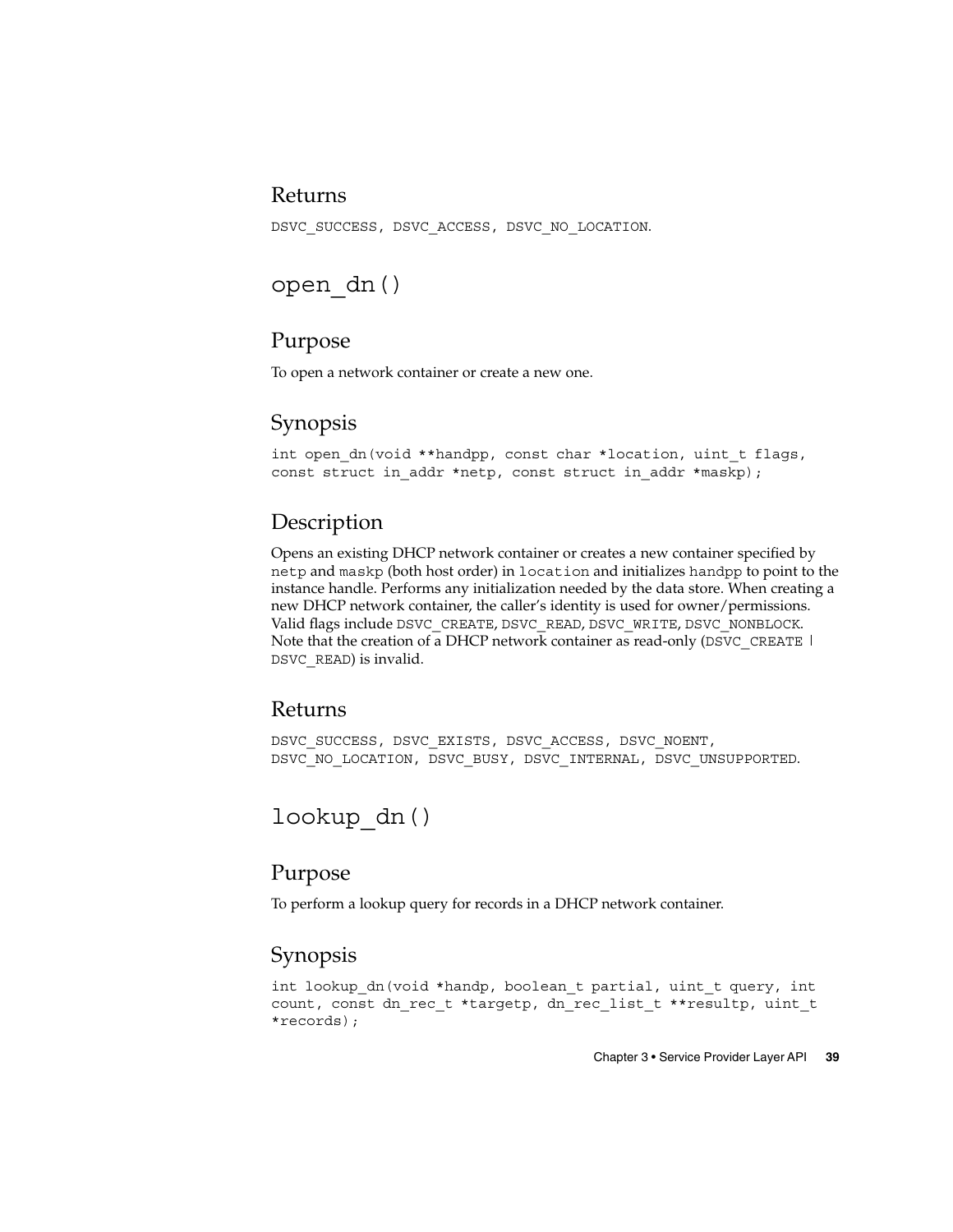### Returns

DSVC_SUCCESS, DSVC_ACCESS, DSVC_NO_LOCATION.

## open_dn()

### Purpose

To open a network container or create a new one.

### Synopsis

```
int open_dn(void **handpp, const char *location, uint_t flags,
const struct in_addr *netp, const struct in_addr *maskp);
```

### Description

Opens an existing DHCP network container or creates a new container specified by `netp` and `maskp` (both host order) in `location` and initializes `handpp` to point to the instance handle. Performs any initialization needed by the data store. When creating a new DHCP network container, the caller's identity is used for owner/permissions. Valid flags include `DSVC_CREATE`, `DSVC_READ`, `DSVC_WRITE`, `DSVC_NONBLOCK`. Note that the creation of a DHCP network container as read-only (`DSVC_CREATE | DSVC_READ`) is invalid.

### Returns

DSVC_SUCCESS, DSVC_EXISTS, DSVC_ACCESS, DSVC_NOENT, DSVC_NO_LOCATION, DSVC_BUSY, DSVC_INTERNAL, DSVC_UNSUPPORTED.

## lookup_dn()

### Purpose

To perform a lookup query for records in a DHCP network container.

### Synopsis

```
int lookup_dn(void *handp, boolean_t partial, uint_t query, int
count, const dn_rec_t *targetp, dn_rec_list_t **resultp, uint_t
*records);
```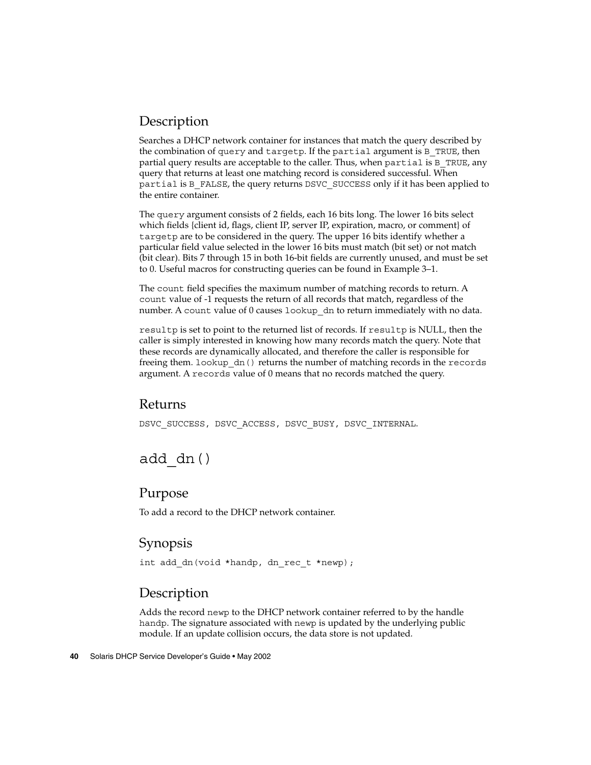## Description

Searches a DHCP network container for instances that match the query described by the combination of `query` and `targetp`. If the `partial` argument is `B_TRUE`, then partial query results are acceptable to the caller. Thus, when `partial` is `B_TRUE`, any query that returns at least one matching record is considered successful. When `partial` is `B_FALSE`, the query returns `DSVC_SUCCESS` only if it has been applied to the entire container.

The `query` argument consists of 2 fields, each 16 bits long. The lower 16 bits select which fields {client id, flags, client IP, server IP, expiration, macro, or comment} of `targetp` are to be considered in the query. The upper 16 bits identify whether a particular field value selected in the lower 16 bits must match (bit set) or not match (bit clear). Bits 7 through 15 in both 16-bit fields are currently unused, and must be set to 0. Useful macros for constructing queries can be found in Example 3–1.

The `count` field specifies the maximum number of matching records to return. A `count` value of -1 requests the return of all records that match, regardless of the number. A `count` value of 0 causes `lookup_dn` to return immediately with no data.

`resultp` is set to point to the returned list of records. If `resultp` is NULL, then the caller is simply interested in knowing how many records match the query. Note that these records are dynamically allocated, and therefore the caller is responsible for freeing them. `lookup_dn()` returns the number of matching records in the `records` argument. A `records` value of 0 means that no records matched the query.

## Returns

`DSVC_SUCCESS, DSVC_ACCESS, DSVC_BUSY, DSVC_INTERNAL`.

# `add_dn()`

## Purpose

To add a record to the DHCP network container.

## Synopsis

```
int add_dn(void *handp, dn_rec_t *newp);
```

## Description

Adds the record `newp` to the DHCP network container referred to by the handle `handp`. The signature associated with `newp` is updated by the underlying public module. If an update collision occurs, the data store is not updated.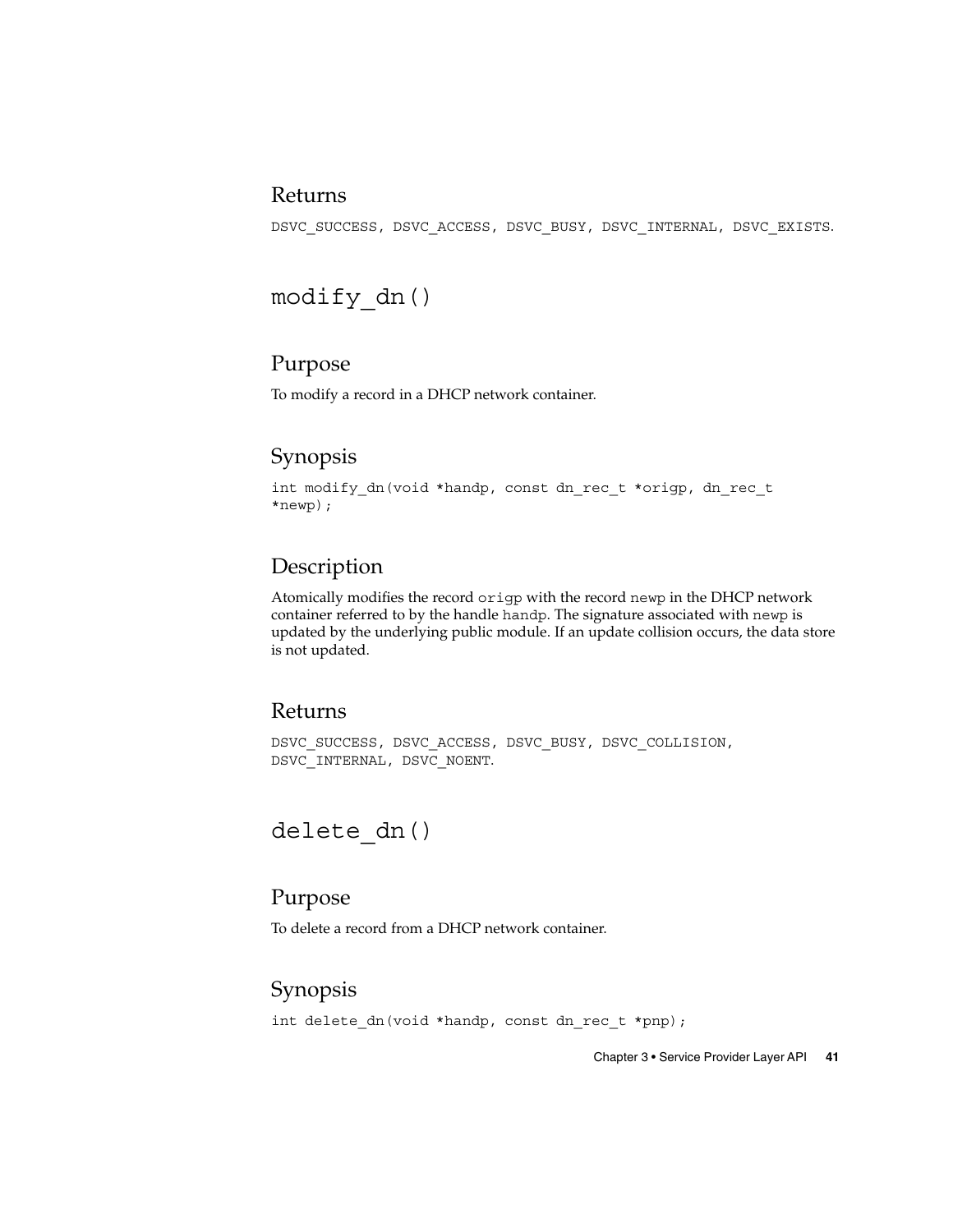### Returns

DSVC_SUCCESS, DSVC_ACCESS, DSVC_BUSY, DSVC_INTERNAL, DSVC_EXISTS.

## modify_dn()

### Purpose

To modify a record in a DHCP network container.

### Synopsis

```
int modify_dn(void *handp, const dn_rec_t *origp, dn_rec_t
*newp);
```

### Description

Atomically modifies the record `origp` with the record `newp` in the DHCP network container referred to by the handle `handp`. The signature associated with `newp` is updated by the underlying public module. If an update collision occurs, the data store is not updated.

### Returns

DSVC_SUCCESS, DSVC_ACCESS, DSVC_BUSY, DSVC_COLLISION, DSVC_INTERNAL, DSVC_NOENT.

## delete_dn()

### Purpose

To delete a record from a DHCP network container.

### Synopsis

```
int delete_dn(void *handp, const dn_rec_t *pnp);
```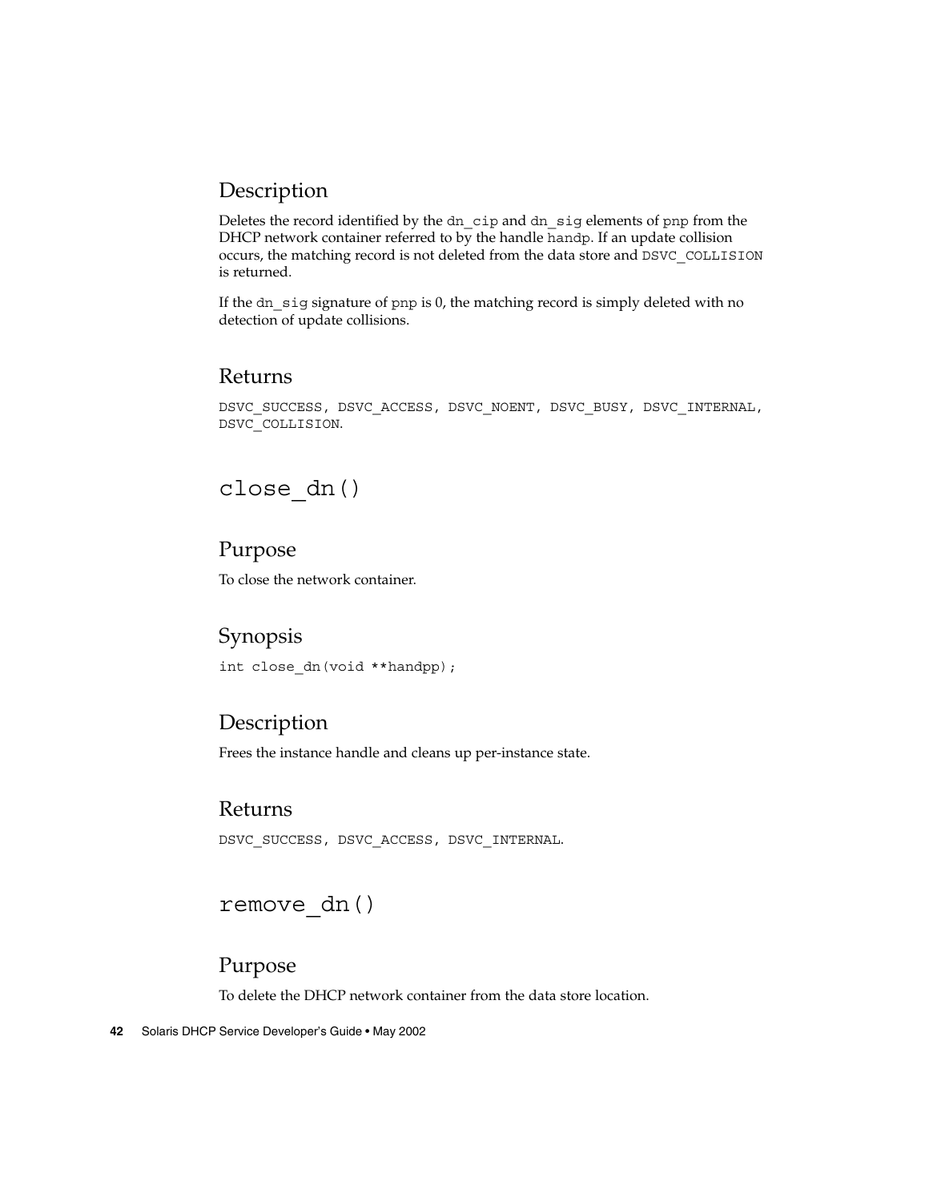### Description

Deletes the record identified by the `dn_cip` and `dn_sig` elements of `pnp` from the DHCP network container referred to by the handle `handp`. If an update collision occurs, the matching record is not deleted from the data store and `DSVC_COLLISION` is returned.

If the `dn_sig` signature of `pnp` is 0, the matching record is simply deleted with no detection of update collisions.

### Returns

`DSVC_SUCCESS, DSVC_ACCESS, DSVC_NOENT, DSVC_BUSY, DSVC_INTERNAL, DSVC_COLLISION`.

## `close_dn()`

### Purpose

To close the network container.

### Synopsis

```
int close_dn(void **handpp);
```

### Description

Frees the instance handle and cleans up per-instance state.

### Returns

`DSVC_SUCCESS, DSVC_ACCESS, DSVC_INTERNAL`.

## `remove_dn()`

### Purpose

To delete the DHCP network container from the data store location.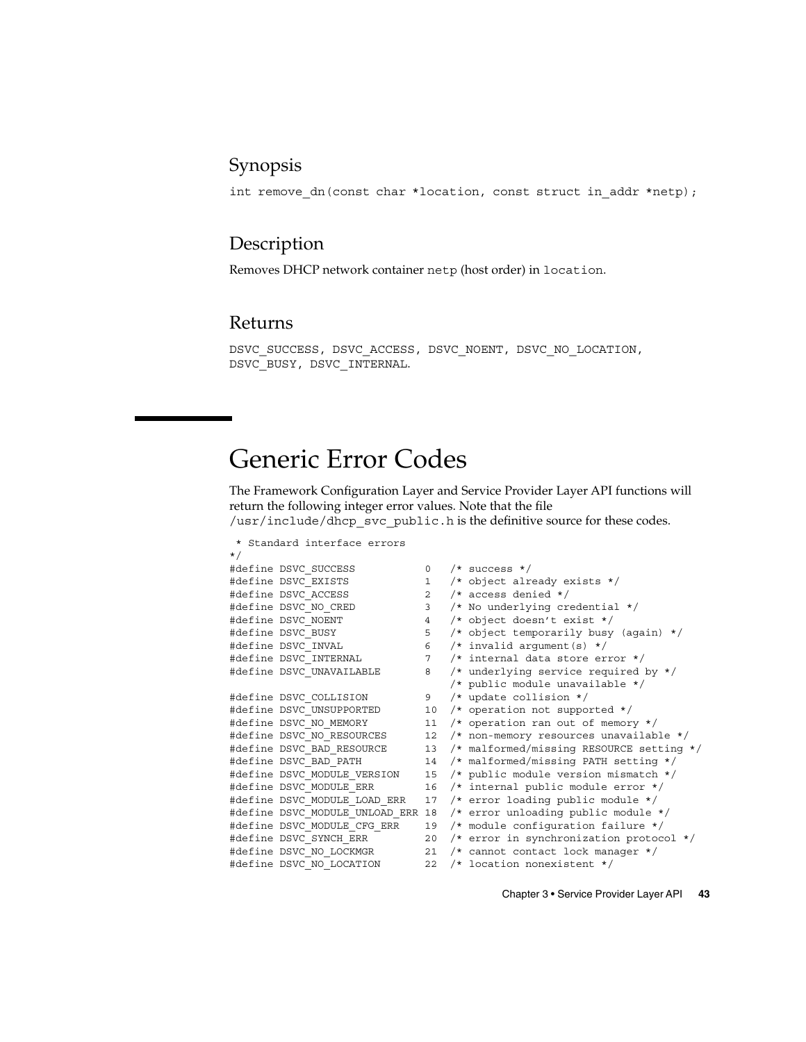### Synopsis

```
int remove_dn(const char *location, const struct in_addr *netp);
```

### Description

Removes DHCP network container `netp` (host order) in `location`.

### Returns

`DSVC_SUCCESS, DSVC_ACCESS, DSVC_NOENT, DSVC_NO_LOCATION, DSVC_BUSY, DSVC_INTERNAL.`

## Generic Error Codes

The Framework Configuration Layer and Service Provider Layer API functions will return the following integer error values. Note that the file `/usr/include/dhcp_svc_public.h` is the definitive source for these codes.

```
 * Standard interface errors
*/
#define DSVC_SUCCESS           0   /* success */
#define DSVC_EXISTS            1   /* object already exists */
#define DSVC_ACCESS            2   /* access denied */
#define DSVC_NO_CRED           3   /* No underlying credential */
#define DSVC_NOENT             4   /* object doesn't exist */
#define DSVC_BUSY              5   /* object temporarily busy (again) */
#define DSVC_INVAL             6   /* invalid argument(s) */
#define DSVC_INTERNAL          7   /* internal data store error */
#define DSVC_UNAVAILABLE       8   /* underlying service required by */
                                   /* public module unavailable */
#define DSVC_COLLISION         9   /* update collision */
#define DSVC_UNSUPPORTED       10  /* operation not supported */
#define DSVC_NO_MEMORY         11  /* operation ran out of memory */
#define DSVC_NO_RESOURCES      12  /* non-memory resources unavailable */
#define DSVC_BAD_RESOURCE      13  /* malformed/missing RESOURCE setting */
#define DSVC_BAD_PATH          14  /* malformed/missing PATH setting */
#define DSVC_MODULE_VERSION    15  /* public module version mismatch */
#define DSVC_MODULE_ERR        16  /* internal public module error */
#define DSVC_MODULE_LOAD_ERR   17  /* error loading public module */
#define DSVC_MODULE_UNLOAD_ERR 18  /* error unloading public module */
#define DSVC_MODULE_CFG_ERR    19  /* module configuration failure */
#define DSVC_SYNCH_ERR         20  /* error in synchronization protocol */
#define DSVC_NO_LOCKMGR        21  /* cannot contact lock manager */
#define DSVC_NO_LOCATION       22  /* location nonexistent */
```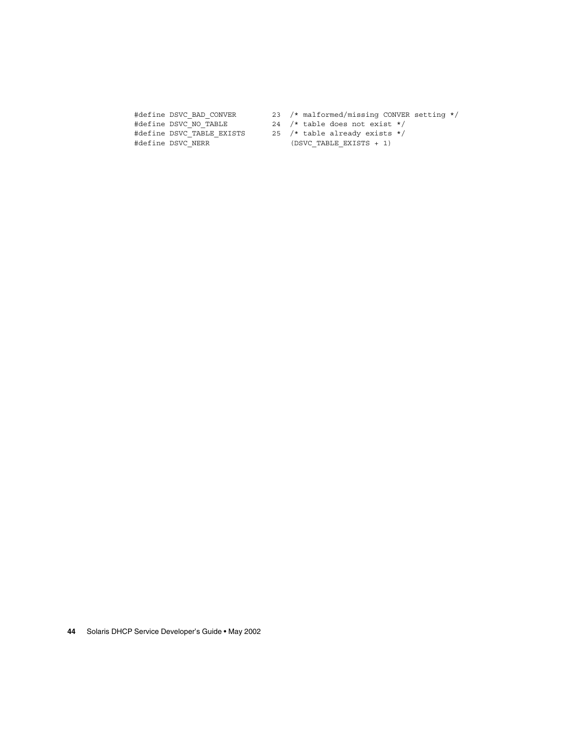```
#define DSVC_BAD_CONVER         23  /* malformed/missing CONVER setting */
#define DSVC_NO_TABLE           24  /* table does not exist */
#define DSVC_TABLE_EXISTS       25  /* table already exists */
#define DSVC_NERR                   (DSVC_TABLE_EXISTS + 1)
```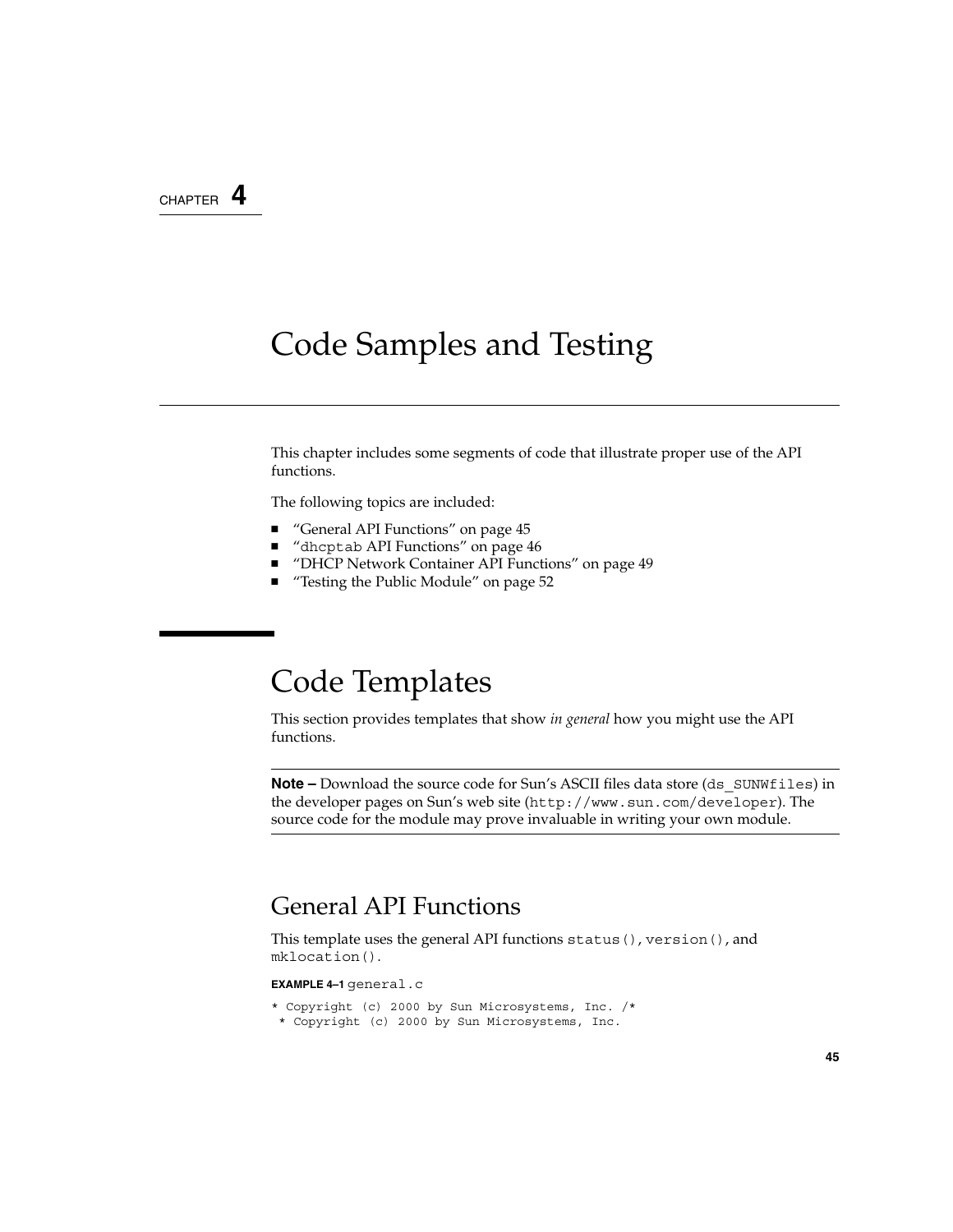CHAPTER 4

# Code Samples and Testing

This chapter includes some segments of code that illustrate proper use of the API functions.

The following topics are included:

- "General API Functions" on page 45
- "`dhcptab` API Functions" on page 46
- "DHCP Network Container API Functions" on page 49
- "Testing the Public Module" on page 52

## Code Templates

This section provides templates that show *in general* how you might use the API functions.

---

**Note –** Download the source code for Sun's ASCII files data store (`ds_SUNWfiles`) in the developer pages on Sun's web site (`http://www.sun.com/developer`). The source code for the module may prove invaluable in writing your own module.

---

### General API Functions

This template uses the general API functions `status()`, `version()`, and `mklocation()`.

**EXAMPLE 4–1** `general.c`

```
* Copyright (c) 2000 by Sun Microsystems, Inc. /*
 * Copyright (c) 2000 by Sun Microsystems, Inc.
```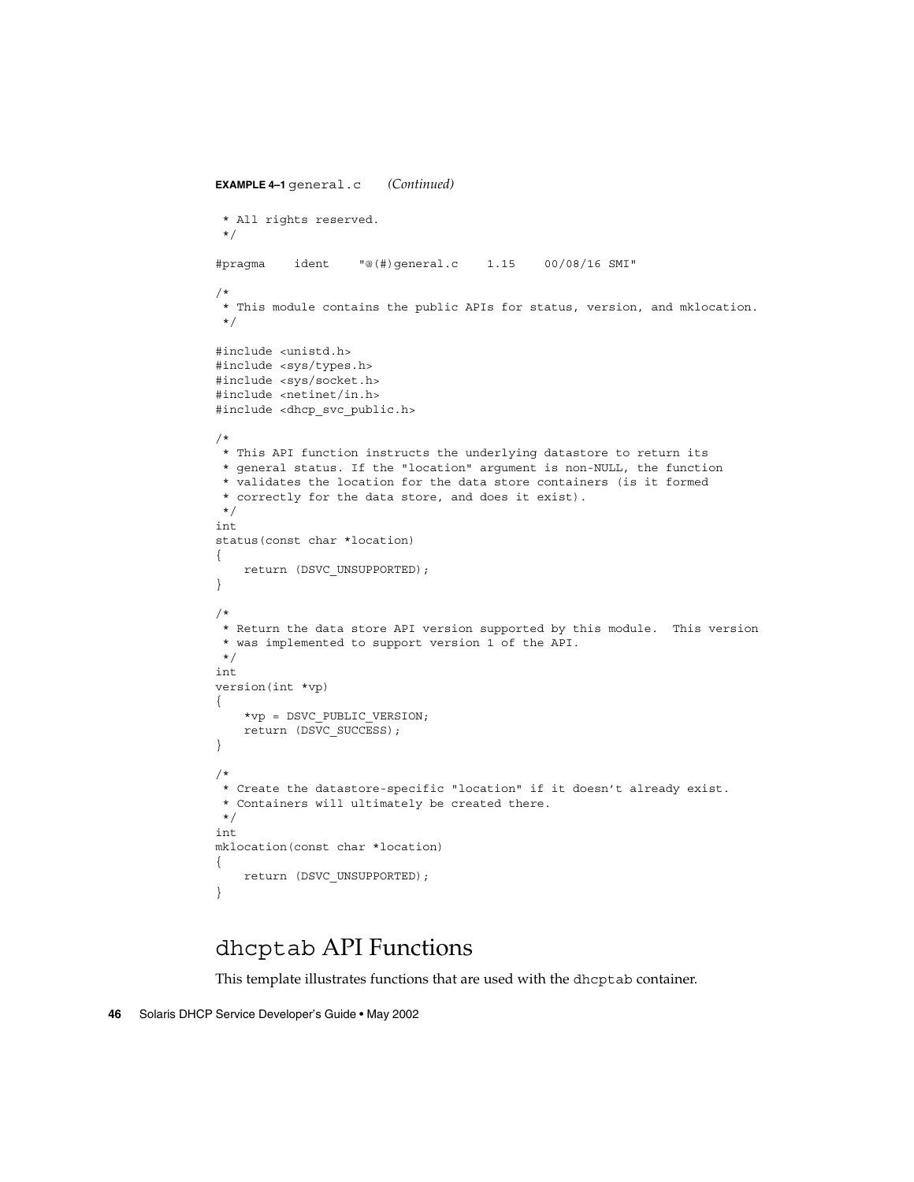**EXAMPLE 4–1** general.c *(Continued)*

```
 * All rights reserved.
 */

#pragma    ident    "@(#)general.c    1.15    00/08/16 SMI"

/*
 * This module contains the public APIs for status, version, and mklocation.
 */

#include <unistd.h>
#include <sys/types.h>
#include <sys/socket.h>
#include <netinet/in.h>
#include <dhcp_svc_public.h>

/*
 * This API function instructs the underlying datastore to return its
 * general status. If the "location" argument is non-NULL, the function
 * validates the location for the data store containers (is it formed
 * correctly for the data store, and does it exist).
 */
int
status(const char *location)
{
    return (DSVC_UNSUPPORTED);
}

/*
 * Return the data store API version supported by this module.  This version
 * was implemented to support version 1 of the API.
 */
int
version(int *vp)
{
    *vp = DSVC_PUBLIC_VERSION;
    return (DSVC_SUCCESS);
}

/*
 * Create the datastore-specific "location" if it doesn't already exist.
 * Containers will ultimately be created there.
 */
int
mklocation(const char *location)
{
    return (DSVC_UNSUPPORTED);
}
```

## dhcptab API Functions

This template illustrates functions that are used with the dhcptab container.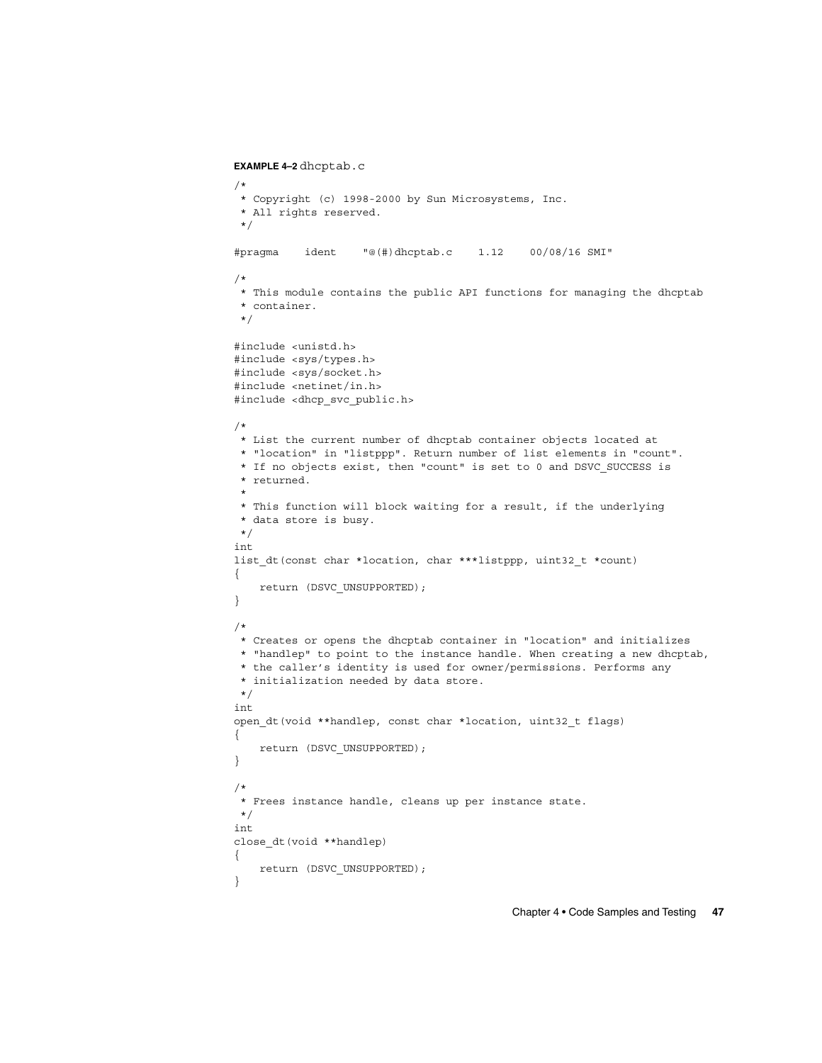**EXAMPLE 4–2** dhcptab.c

```
/*
 * Copyright (c) 1998-2000 by Sun Microsystems, Inc.
 * All rights reserved.
 */

#pragma    ident    "@(#)dhcptab.c    1.12    00/08/16 SMI"

/*
 * This module contains the public API functions for managing the dhcptab
 * container.
 */

#include <unistd.h>
#include <sys/types.h>
#include <sys/socket.h>
#include <netinet/in.h>
#include <dhcp_svc_public.h>

/*
 * List the current number of dhcptab container objects located at
 * "location" in "listppp". Return number of list elements in "count".
 * If no objects exist, then "count" is set to 0 and DSVC_SUCCESS is
 * returned.
 *
 * This function will block waiting for a result, if the underlying
 * data store is busy.
 */
int
list_dt(const char *location, char ***listppp, uint32_t *count)
{
    return (DSVC_UNSUPPORTED);
}

/*
 * Creates or opens the dhcptab container in "location" and initializes
 * "handlep" to point to the instance handle. When creating a new dhcptab,
 * the caller's identity is used for owner/permissions. Performs any
 * initialization needed by data store.
 */
int
open_dt(void **handlep, const char *location, uint32_t flags)
{
    return (DSVC_UNSUPPORTED);
}

/*
 * Frees instance handle, cleans up per instance state.
 */
int
close_dt(void **handlep)
{
    return (DSVC_UNSUPPORTED);
}
```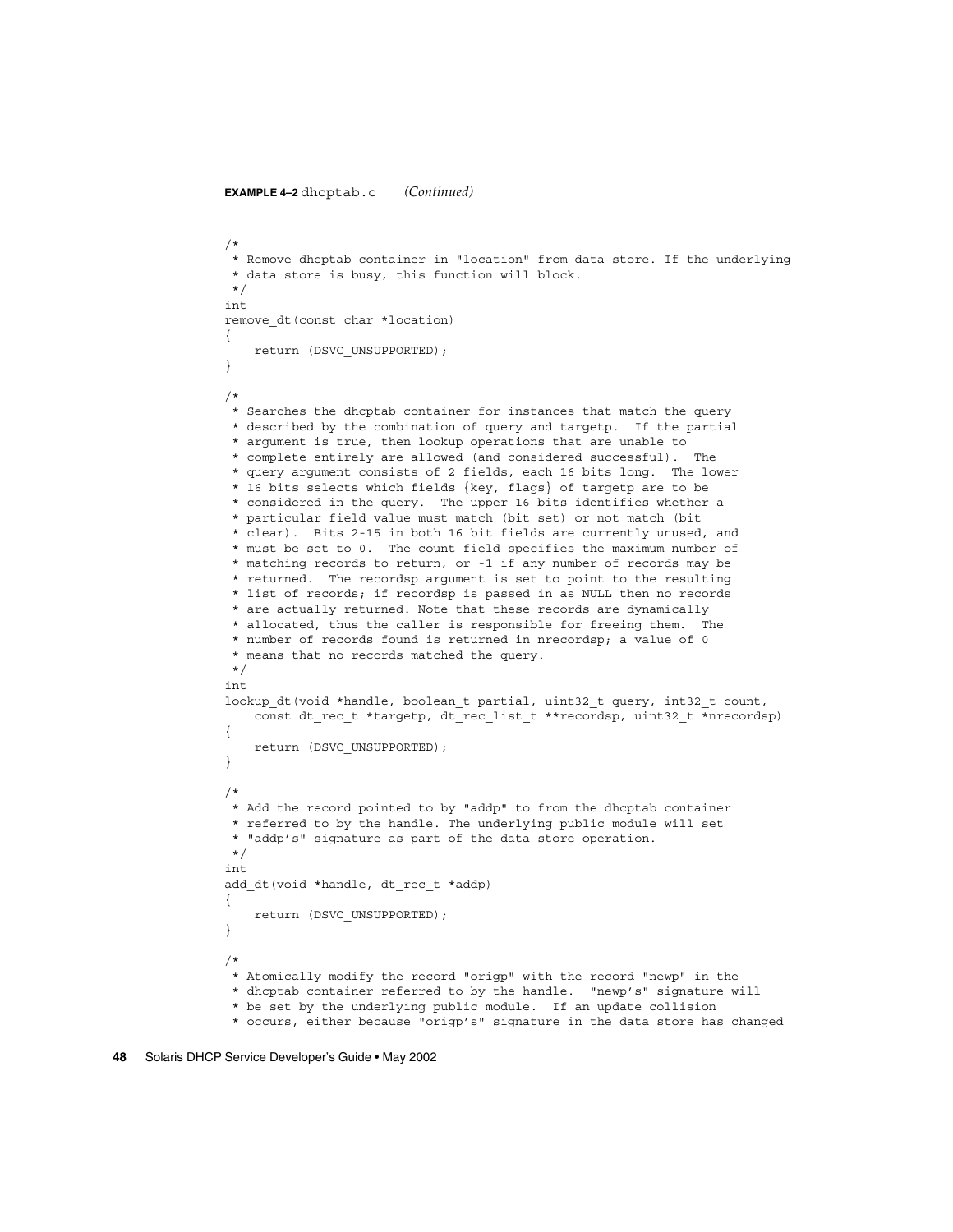**EXAMPLE 4–2** dhcptab.c *(Continued)*

```
/*
 * Remove dhcptab container in "location" from data store. If the underlying
 * data store is busy, this function will block.
 */
int
remove_dt(const char *location)
{
    return (DSVC_UNSUPPORTED);
}

/*
 * Searches the dhcptab container for instances that match the query
 * described by the combination of query and targetp.  If the partial
 * argument is true, then lookup operations that are unable to
 * complete entirely are allowed (and considered successful).  The
 * query argument consists of 2 fields, each 16 bits long.  The lower
 * 16 bits selects which fields {key, flags} of targetp are to be
 * considered in the query.  The upper 16 bits identifies whether a
 * particular field value must match (bit set) or not match (bit
 * clear).  Bits 2-15 in both 16 bit fields are currently unused, and
 * must be set to 0.  The count field specifies the maximum number of
 * matching records to return, or -1 if any number of records may be
 * returned.  The recordsp argument is set to point to the resulting
 * list of records; if recordsp is passed in as NULL then no records
 * are actually returned. Note that these records are dynamically
 * allocated, thus the caller is responsible for freeing them.  The
 * number of records found is returned in nrecordsp; a value of 0
 * means that no records matched the query.
 */
int
lookup_dt(void *handle, boolean_t partial, uint32_t query, int32_t count,
    const dt_rec_t *targetp, dt_rec_list_t **recordsp, uint32_t *nrecordsp)
{
    return (DSVC_UNSUPPORTED);
}

/*
 * Add the record pointed to by "addp" to from the dhcptab container
 * referred to by the handle. The underlying public module will set
 * "addp's" signature as part of the data store operation.
 */
int
add_dt(void *handle, dt_rec_t *addp)
{
    return (DSVC_UNSUPPORTED);
}

/*
 * Atomically modify the record "origp" with the record "newp" in the
 * dhcptab container referred to by the handle.  "newp's" signature will
 * be set by the underlying public module.  If an update collision
 * occurs, either because "origp's" signature in the data store has changed
```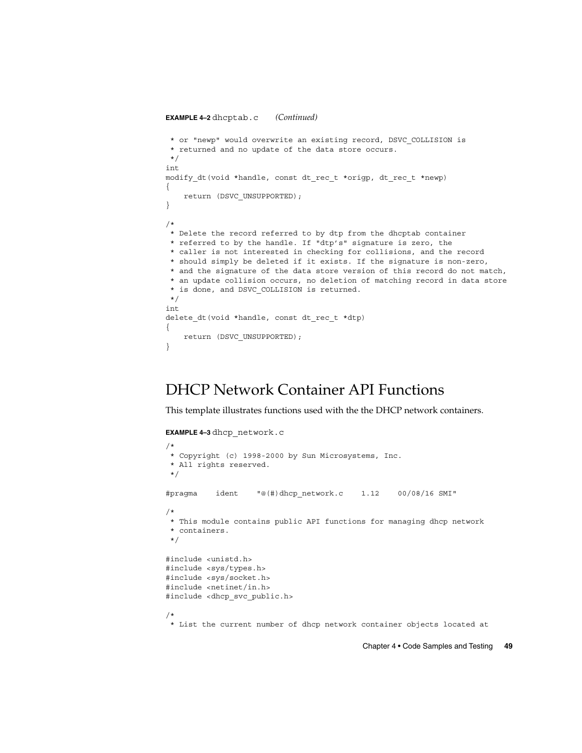**EXAMPLE 4–2** dhcptab.c *(Continued)*

```
 * or "newp" would overwrite an existing record, DSVC_COLLISION is
 * returned and no update of the data store occurs.
 */
int
modify_dt(void *handle, const dt_rec_t *origp, dt_rec_t *newp)
{
    return (DSVC_UNSUPPORTED);
}

/*
 * Delete the record referred to by dtp from the dhcptab container
 * referred to by the handle. If "dtp's" signature is zero, the
 * caller is not interested in checking for collisions, and the record
 * should simply be deleted if it exists. If the signature is non-zero,
 * and the signature of the data store version of this record do not match,
 * an update collision occurs, no deletion of matching record in data store
 * is done, and DSVC_COLLISION is returned.
 */
int
delete_dt(void *handle, const dt_rec_t *dtp)
{
    return (DSVC_UNSUPPORTED);
}
```

## DHCP Network Container API Functions

This template illustrates functions used with the the DHCP network containers.

**EXAMPLE 4–3** dhcp_network.c

```
/*
 * Copyright (c) 1998-2000 by Sun Microsystems, Inc.
 * All rights reserved.
 */

#pragma    ident    "@(#)dhcp_network.c    1.12    00/08/16 SMI"

/*
 * This module contains public API functions for managing dhcp network
 * containers.
 */

#include <unistd.h>
#include <sys/types.h>
#include <sys/socket.h>
#include <netinet/in.h>
#include <dhcp_svc_public.h>

/*
 * List the current number of dhcp network container objects located at
```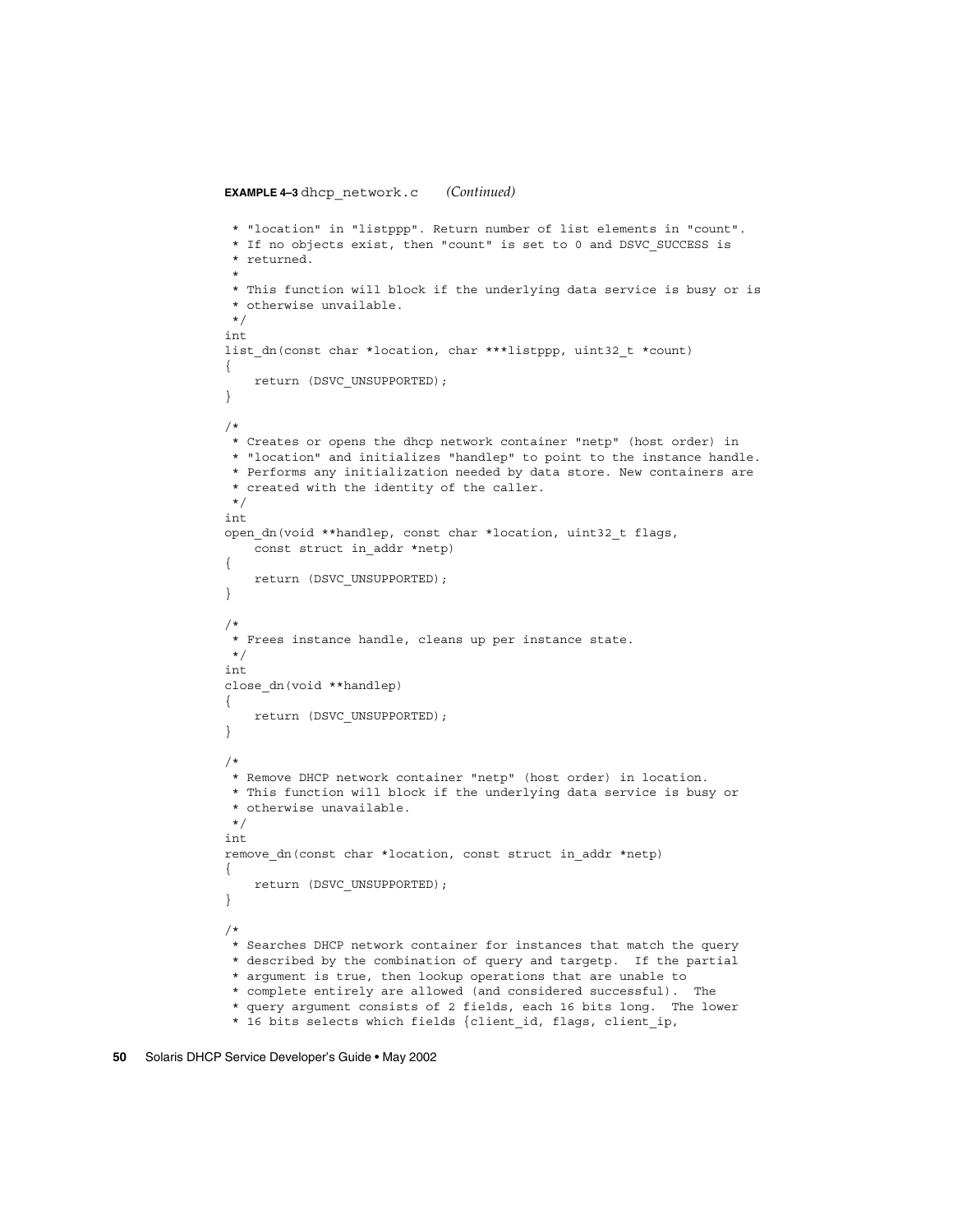**EXAMPLE 4–3** dhcp_network.c *(Continued)*

```
 * "location" in "listppp". Return number of list elements in "count".
 * If no objects exist, then "count" is set to 0 and DSVC_SUCCESS is
 * returned.
 *
 * This function will block if the underlying data service is busy or is
 * otherwise unvailable.
 */
int
list_dn(const char *location, char ***listppp, uint32_t *count)
{
    return (DSVC_UNSUPPORTED);
}

/*
 * Creates or opens the dhcp network container "netp" (host order) in
 * "location" and initializes "handlep" to point to the instance handle.
 * Performs any initialization needed by data store. New containers are
 * created with the identity of the caller.
 */
int
open_dn(void **handlep, const char *location, uint32_t flags,
    const struct in_addr *netp)
{
    return (DSVC_UNSUPPORTED);
}

/*
 * Frees instance handle, cleans up per instance state.
 */
int
close_dn(void **handlep)
{
    return (DSVC_UNSUPPORTED);
}

/*
 * Remove DHCP network container "netp" (host order) in location.
 * This function will block if the underlying data service is busy or
 * otherwise unavailable.
 */
int
remove_dn(const char *location, const struct in_addr *netp)
{
    return (DSVC_UNSUPPORTED);
}

/*
 * Searches DHCP network container for instances that match the query
 * described by the combination of query and targetp.  If the partial
 * argument is true, then lookup operations that are unable to
 * complete entirely are allowed (and considered successful).  The
 * query argument consists of 2 fields, each 16 bits long.  The lower
 * 16 bits selects which fields {client_id, flags, client_ip,
```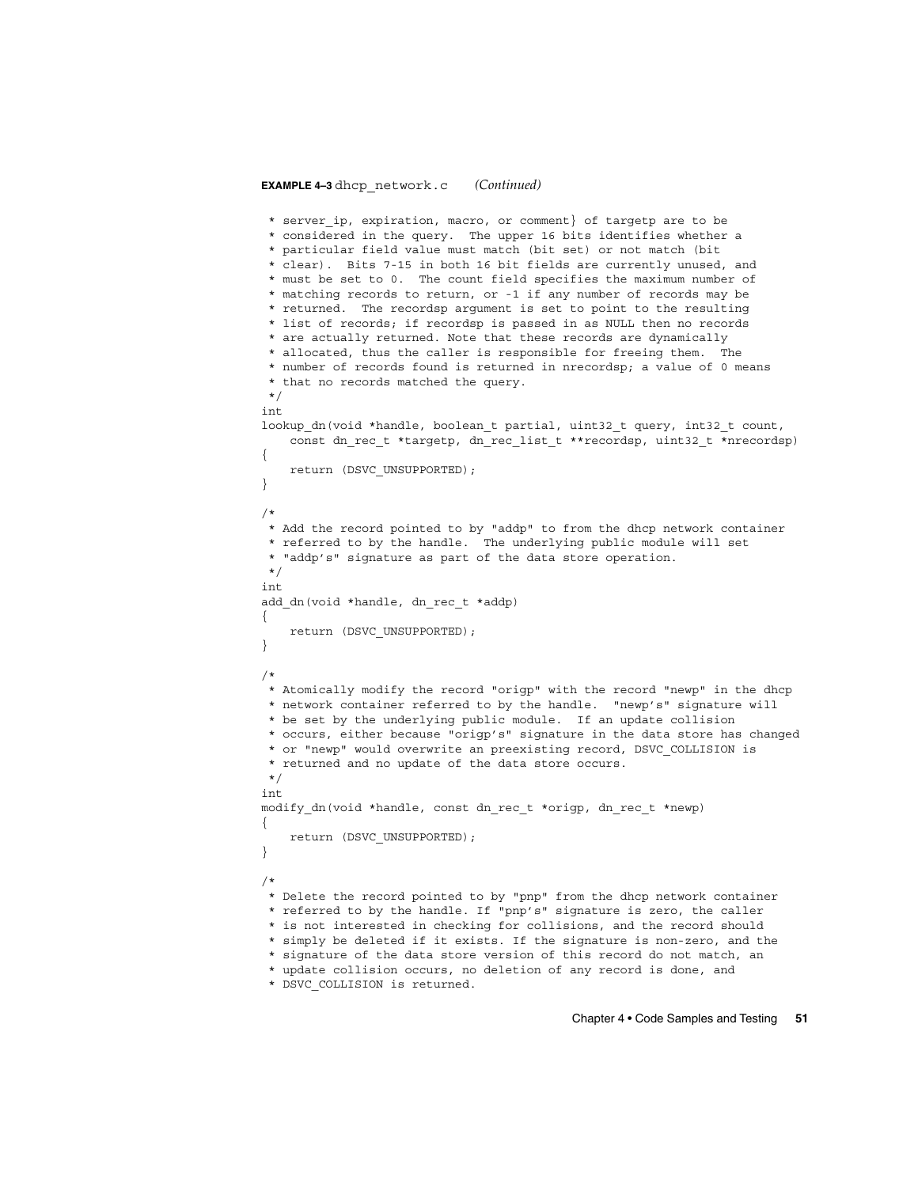**EXAMPLE 4–3** dhcp_network.c *(Continued)*

```
 * server_ip, expiration, macro, or comment} of targetp are to be
 * considered in the query.  The upper 16 bits identifies whether a
 * particular field value must match (bit set) or not match (bit
 * clear).  Bits 7-15 in both 16 bit fields are currently unused, and
 * must be set to 0.  The count field specifies the maximum number of
 * matching records to return, or -1 if any number of records may be
 * returned.  The recordsp argument is set to point to the resulting
 * list of records; if recordsp is passed in as NULL then no records
 * are actually returned. Note that these records are dynamically
 * allocated, thus the caller is responsible for freeing them.  The
 * number of records found is returned in nrecordsp; a value of 0 means
 * that no records matched the query.
 */
int
lookup_dn(void *handle, boolean_t partial, uint32_t query, int32_t count,
    const dn_rec_t *targetp, dn_rec_list_t **recordsp, uint32_t *nrecordsp)
{
    return (DSVC_UNSUPPORTED);
}

/*
 * Add the record pointed to by "addp" to from the dhcp network container
 * referred to by the handle.  The underlying public module will set
 * "addp's" signature as part of the data store operation.
 */
int
add_dn(void *handle, dn_rec_t *addp)
{
    return (DSVC_UNSUPPORTED);
}

/*
 * Atomically modify the record "origp" with the record "newp" in the dhcp
 * network container referred to by the handle.  "newp's" signature will
 * be set by the underlying public module.  If an update collision
 * occurs, either because "origp's" signature in the data store has changed
 * or "newp" would overwrite an preexisting record, DSVC_COLLISION is
 * returned and no update of the data store occurs.
 */
int
modify_dn(void *handle, const dn_rec_t *origp, dn_rec_t *newp)
{
    return (DSVC_UNSUPPORTED);
}

/*
 * Delete the record pointed to by "pnp" from the dhcp network container
 * referred to by the handle. If "pnp's" signature is zero, the caller
 * is not interested in checking for collisions, and the record should
 * simply be deleted if it exists. If the signature is non-zero, and the
 * signature of the data store version of this record do not match, an
 * update collision occurs, no deletion of any record is done, and
 * DSVC_COLLISION is returned.
```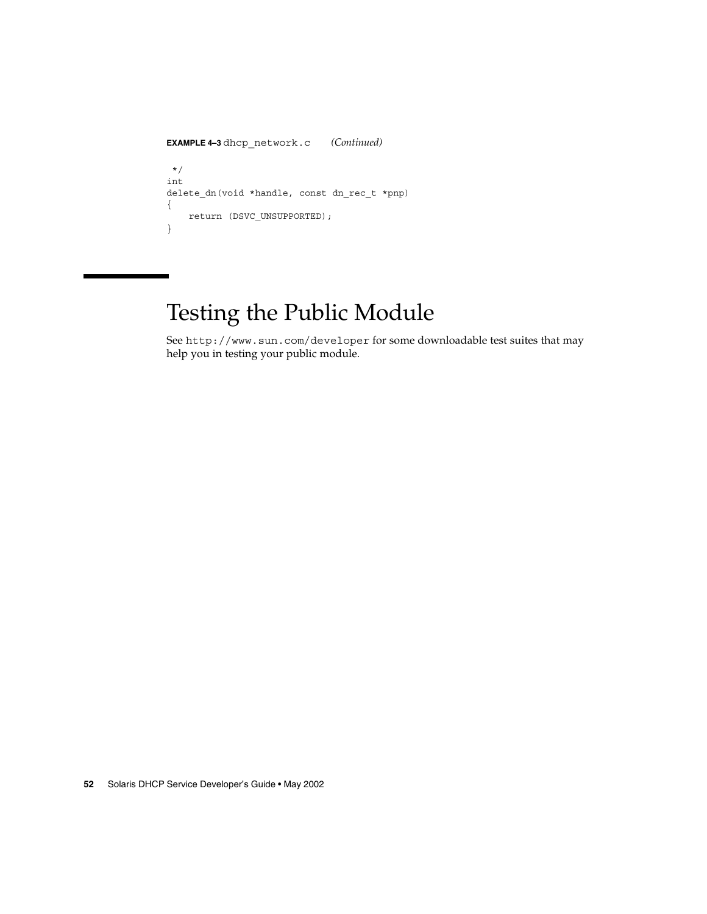**EXAMPLE 4–3** `dhcp_network.c` *(Continued)*

```
 */
int
delete_dn(void *handle, const dn_rec_t *pnp)
{
    return (DSVC_UNSUPPORTED);
}
```

# Testing the Public Module

See `http://www.sun.com/developer` for some downloadable test suites that may help you in testing your public module.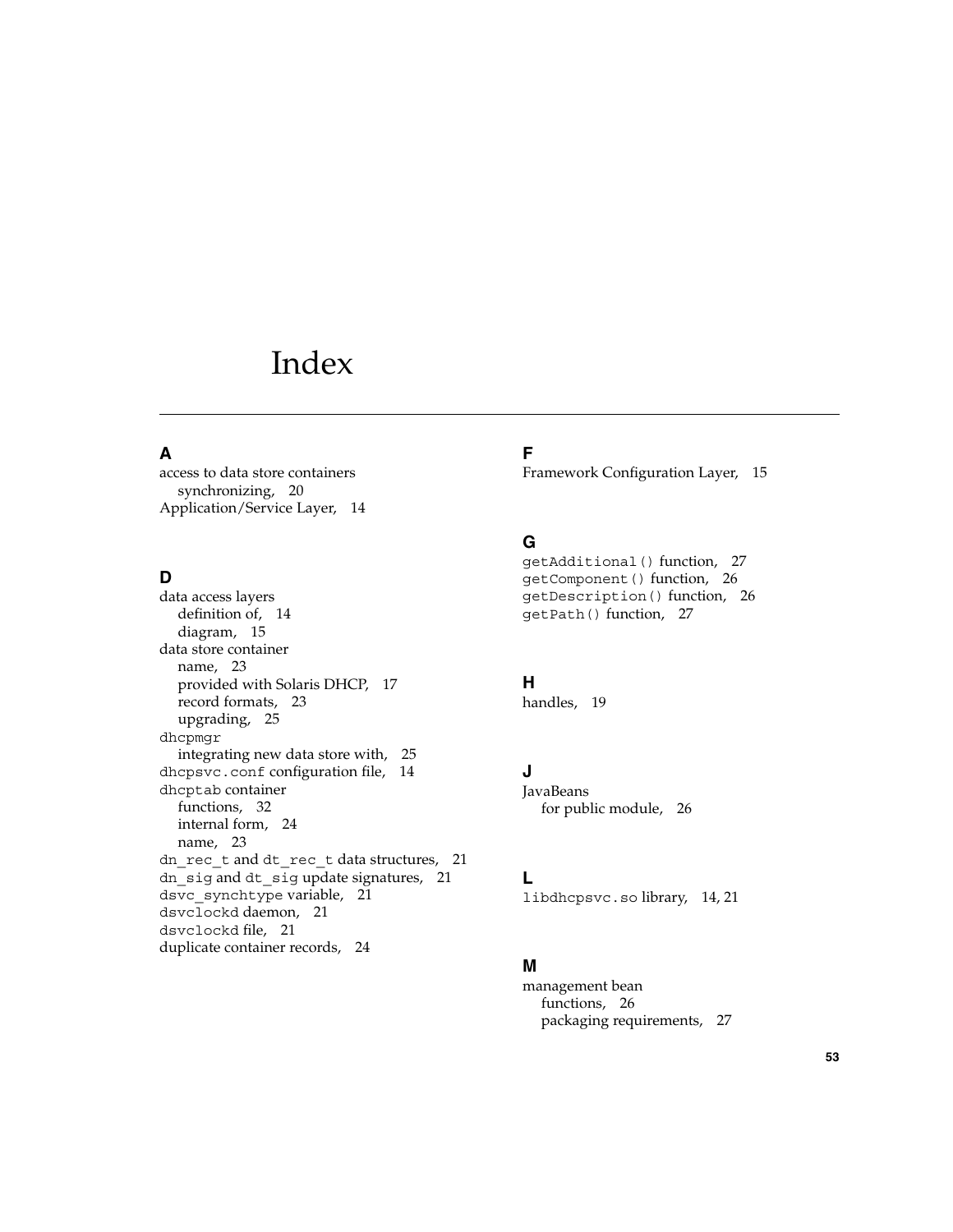# Index

## A

access to data store containers
  synchronizing, 20
Application/Service Layer, 14

## D

data access layers
  definition of, 14
  diagram, 15
data store container
  name, 23
  provided with Solaris DHCP, 17
  record formats, 23
  upgrading, 25
`dhcpmgr`
  integrating new data store with, 25
`dhcpsvc.conf` configuration file, 14
`dhcptab` container
  functions, 32
  internal form, 24
  name, 23
`dn_rec_t` and `dt_rec_t` data structures, 21
`dn_sig` and `dt_sig` update signatures, 21
`dsvc_synchtype` variable, 21
`dsvclockd` daemon, 21
`dsvclockd` file, 21
duplicate container records, 24

## F

Framework Configuration Layer, 15

## G

`getAdditional()` function, 27
`getComponent()` function, 26
`getDescription()` function, 26
`getPath()` function, 27

## H

handles, 19

## J

JavaBeans
  for public module, 26

## L

`libdhcpsvc.so` library, 14, 21

## M

management bean
  functions, 26
  packaging requirements, 27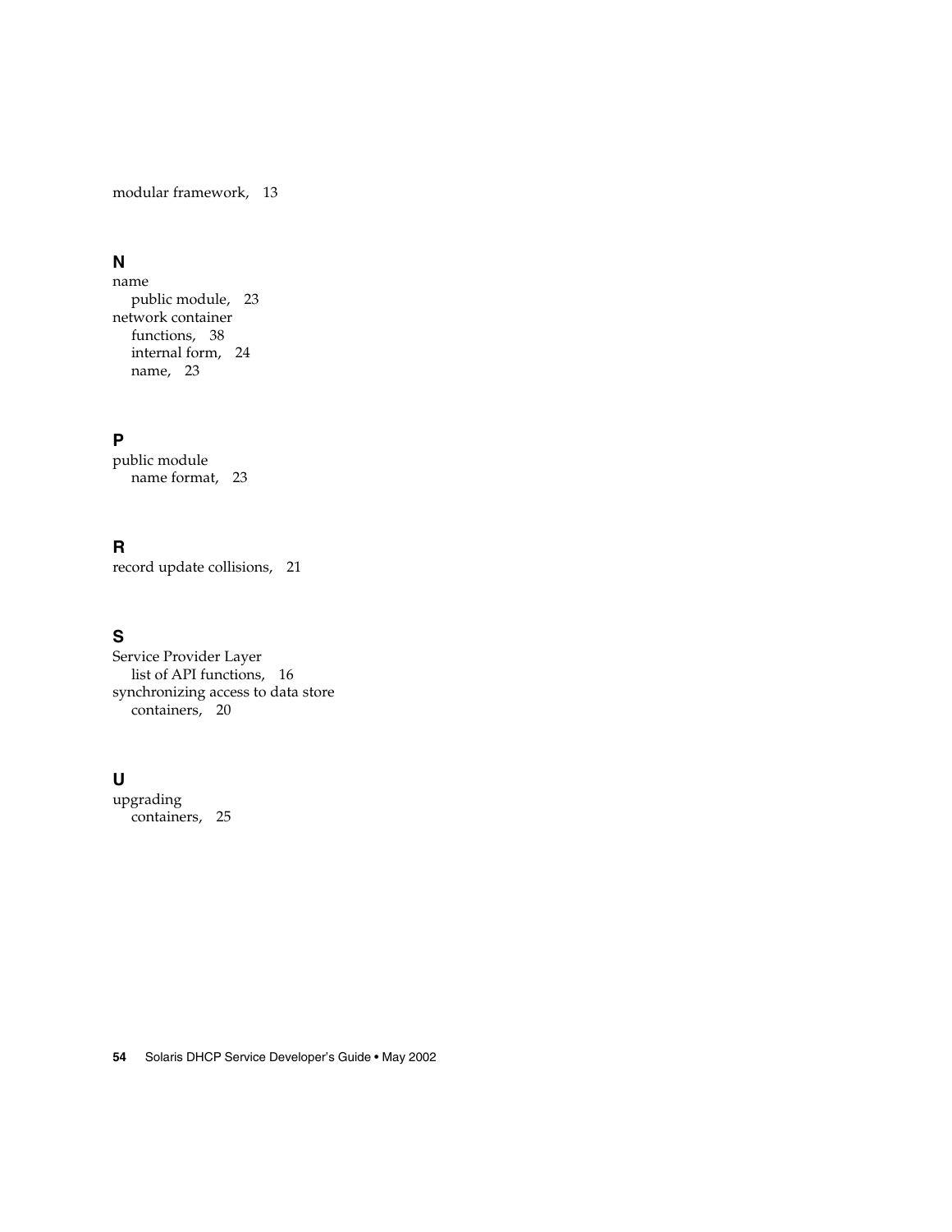modular framework, 13

## N

name
  public module, 23
network container
  functions, 38
  internal form, 24
  name, 23

## P

public module
  name format, 23

## R

record update collisions, 21

## S

Service Provider Layer
  list of API functions, 16
synchronizing access to data store
  containers, 20

## U

upgrading
  containers, 25